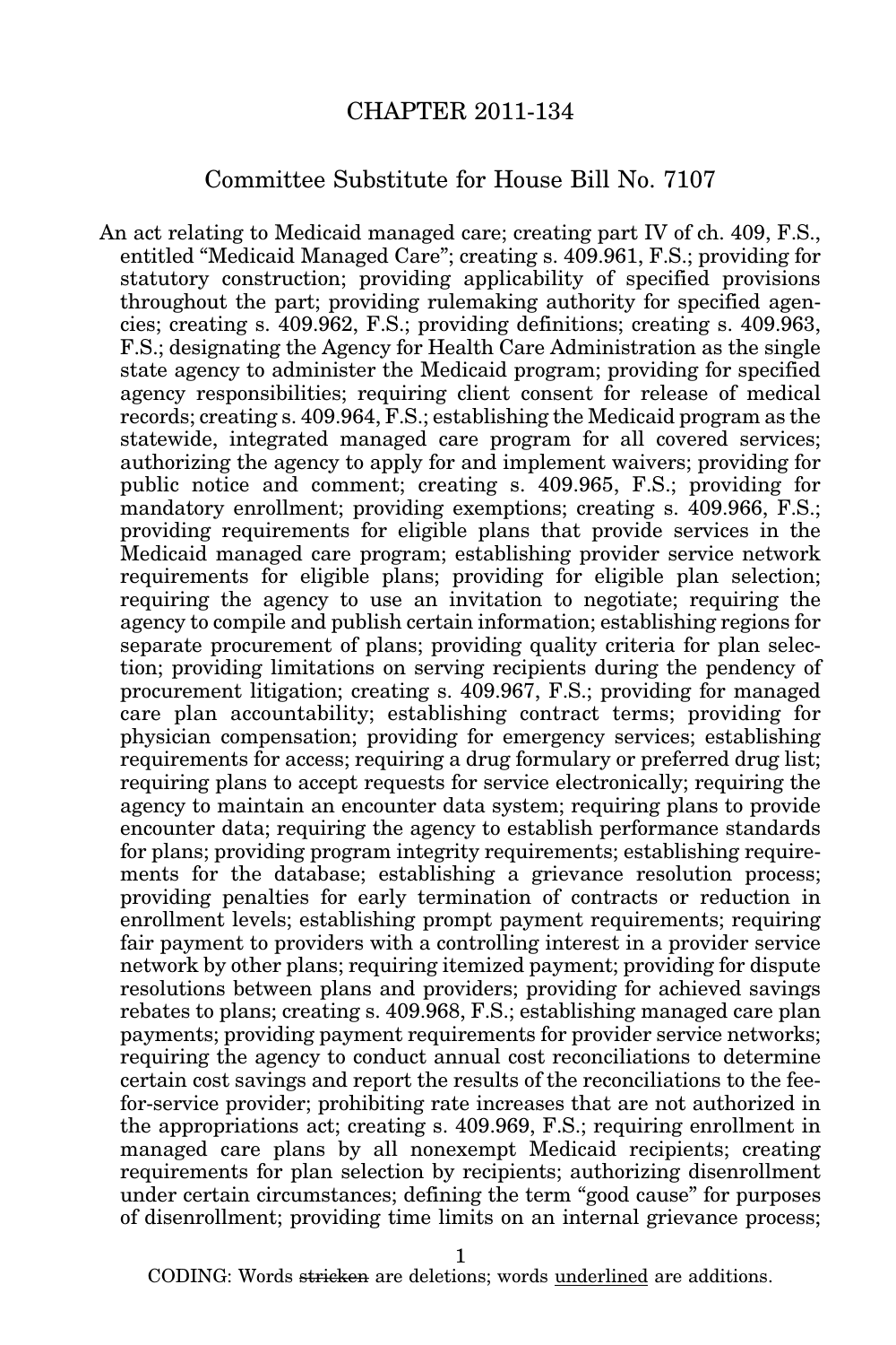# CHAPTER 2011-134

## Committee Substitute for House Bill No. 7107

An act relating to Medicaid managed care; creating part IV of ch. 409, F.S., entitled "Medicaid Managed Care"; creating s. 409.961, F.S.; providing for statutory construction; providing applicability of specified provisions throughout the part; providing rulemaking authority for specified agencies; creating s. 409.962, F.S.; providing definitions; creating s. 409.963, F.S.; designating the Agency for Health Care Administration as the single state agency to administer the Medicaid program; providing for specified agency responsibilities; requiring client consent for release of medical records; creating s. 409.964, F.S.; establishing the Medicaid program as the statewide, integrated managed care program for all covered services; authorizing the agency to apply for and implement waivers; providing for public notice and comment; creating s. 409.965, F.S.; providing for mandatory enrollment; providing exemptions; creating s. 409.966, F.S.; providing requirements for eligible plans that provide services in the Medicaid managed care program; establishing provider service network requirements for eligible plans; providing for eligible plan selection; requiring the agency to use an invitation to negotiate; requiring the agency to compile and publish certain information; establishing regions for separate procurement of plans; providing quality criteria for plan selection; providing limitations on serving recipients during the pendency of procurement litigation; creating s. 409.967, F.S.; providing for managed care plan accountability; establishing contract terms; providing for physician compensation; providing for emergency services; establishing requirements for access; requiring a drug formulary or preferred drug list; requiring plans to accept requests for service electronically; requiring the agency to maintain an encounter data system; requiring plans to provide encounter data; requiring the agency to establish performance standards for plans; providing program integrity requirements; establishing requirements for the database; establishing a grievance resolution process; providing penalties for early termination of contracts or reduction in enrollment levels; establishing prompt payment requirements; requiring fair payment to providers with a controlling interest in a provider service network by other plans; requiring itemized payment; providing for dispute resolutions between plans and providers; providing for achieved savings rebates to plans; creating s. 409.968, F.S.; establishing managed care plan payments; providing payment requirements for provider service networks; requiring the agency to conduct annual cost reconciliations to determine certain cost savings and report the results of the reconciliations to the fee-for-service provider; prohibiting rate increases that are not authorized in the appropriations act; creating s. 409.969, F.S.; requiring enrollment in managed care plans by all nonexempt Medicaid recipients; creating requirements for plan selection by recipients; authorizing disenrollment under certain circumstances; defining the term "good cause" for purposes of disenrollment; providing time limits on an internal grievance process;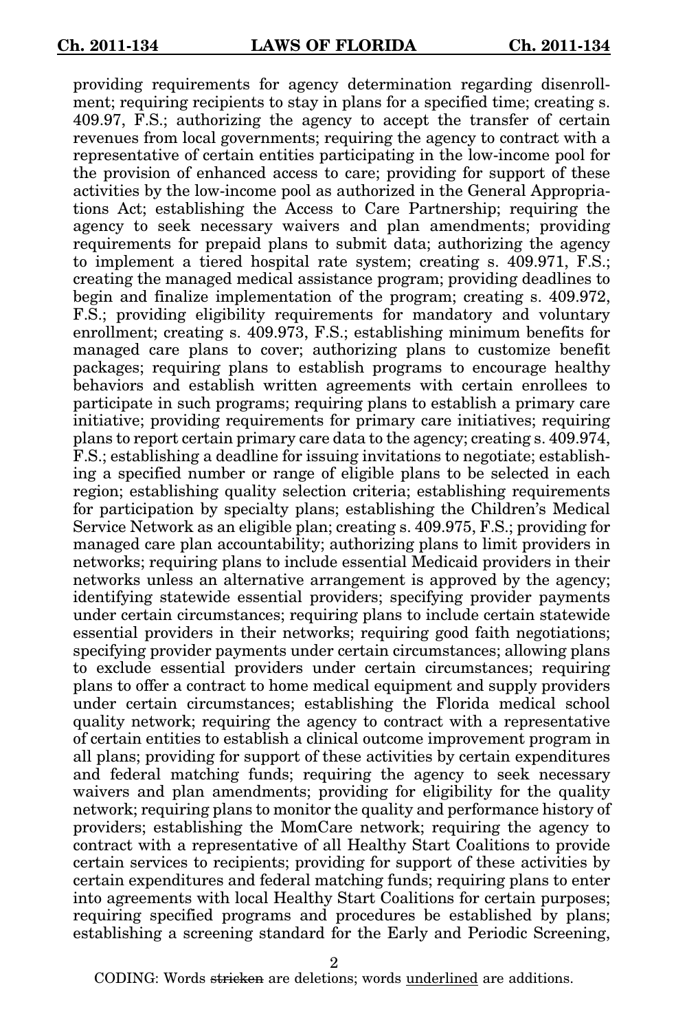providing requirements for agency determination regarding disenrollment; requiring recipients to stay in plans for a specified time; creating s. 409.97, F.S.; authorizing the agency to accept the transfer of certain revenues from local governments; requiring the agency to contract with a representative of certain entities participating in the low-income pool for the provision of enhanced access to care; providing for support of these activities by the low-income pool as authorized in the General Appropriations Act; establishing the Access to Care Partnership; requiring the agency to seek necessary waivers and plan amendments; providing requirements for prepaid plans to submit data; authorizing the agency to implement a tiered hospital rate system; creating s. 409.971, F.S.; creating the managed medical assistance program; providing deadlines to begin and finalize implementation of the program; creating s. 409.972, F.S.; providing eligibility requirements for mandatory and voluntary enrollment; creating s. 409.973, F.S.; establishing minimum benefits for managed care plans to cover; authorizing plans to customize benefit packages; requiring plans to establish programs to encourage healthy behaviors and establish written agreements with certain enrollees to participate in such programs; requiring plans to establish a primary care initiative; providing requirements for primary care initiatives; requiring plans to report certain primary care data to the agency; creating s. 409.974, F.S.; establishing a deadline for issuing invitations to negotiate; establishing a specified number or range of eligible plans to be selected in each region; establishing quality selection criteria; establishing requirements for participation by specialty plans; establishing the Children's Medical Service Network as an eligible plan; creating s. 409.975, F.S.; providing for managed care plan accountability; authorizing plans to limit providers in networks; requiring plans to include essential Medicaid providers in their networks unless an alternative arrangement is approved by the agency; identifying statewide essential providers; specifying provider payments under certain circumstances; requiring plans to include certain statewide essential providers in their networks; requiring good faith negotiations; specifying provider payments under certain circumstances; allowing plans to exclude essential providers under certain circumstances; requiring plans to offer a contract to home medical equipment and supply providers under certain circumstances; establishing the Florida medical school quality network; requiring the agency to contract with a representative of certain entities to establish a clinical outcome improvement program in all plans; providing for support of these activities by certain expenditures and federal matching funds; requiring the agency to seek necessary waivers and plan amendments; providing for eligibility for the quality network; requiring plans to monitor the quality and performance history of providers; establishing the MomCare network; requiring the agency to contract with a representative of all Healthy Start Coalitions to provide certain services to recipients; providing for support of these activities by certain expenditures and federal matching funds; requiring plans to enter into agreements with local Healthy Start Coalitions for certain purposes; requiring specified programs and procedures be established by plans; establishing a screening standard for the Early and Periodic Screening,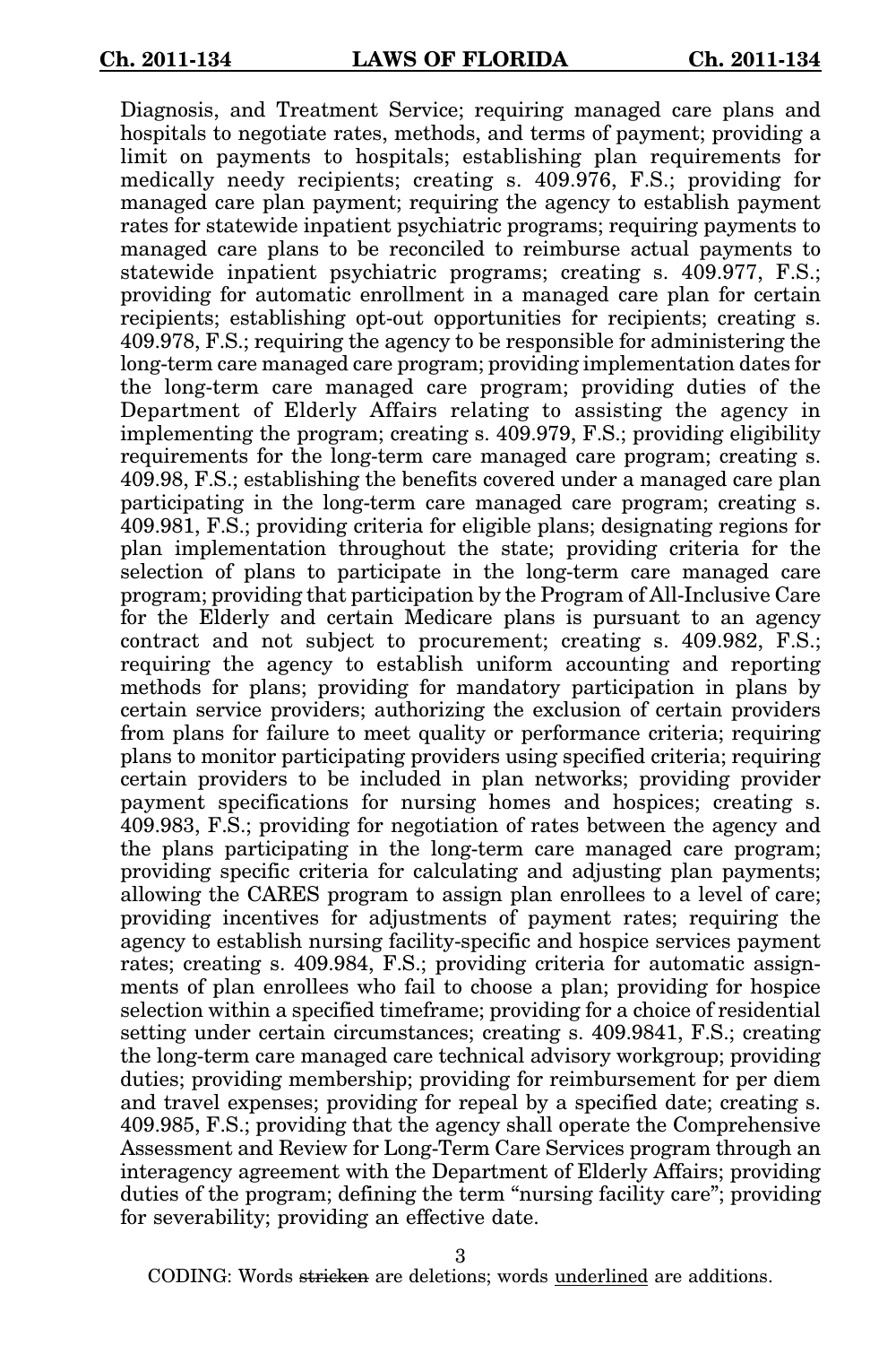Diagnosis, and Treatment Service; requiring managed care plans and hospitals to negotiate rates, methods, and terms of payment; providing a limit on payments to hospitals; establishing plan requirements for medically needy recipients; creating s. 409.976, F.S.; providing for managed care plan payment; requiring the agency to establish payment rates for statewide inpatient psychiatric programs; requiring payments to managed care plans to be reconciled to reimburse actual payments to statewide inpatient psychiatric programs; creating s. 409.977, F.S.; providing for automatic enrollment in a managed care plan for certain recipients; establishing opt-out opportunities for recipients; creating s. 409.978, F.S.; requiring the agency to be responsible for administering the long-term care managed care program; providing implementation dates for the long-term care managed care program; providing duties of the Department of Elderly Affairs relating to assisting the agency in implementing the program; creating s. 409.979, F.S.; providing eligibility requirements for the long-term care managed care program; creating s. 409.98, F.S.; establishing the benefits covered under a managed care plan participating in the long-term care managed care program; creating s. 409.981, F.S.; providing criteria for eligible plans; designating regions for plan implementation throughout the state; providing criteria for the selection of plans to participate in the long-term care managed care program; providing that participation by the Program of All-Inclusive Care for the Elderly and certain Medicare plans is pursuant to an agency contract and not subject to procurement; creating s. 409.982, F.S.; requiring the agency to establish uniform accounting and reporting methods for plans; providing for mandatory participation in plans by certain service providers; authorizing the exclusion of certain providers from plans for failure to meet quality or performance criteria; requiring plans to monitor participating providers using specified criteria; requiring certain providers to be included in plan networks; providing provider payment specifications for nursing homes and hospices; creating s. 409.983, F.S.; providing for negotiation of rates between the agency and the plans participating in the long-term care managed care program; providing specific criteria for calculating and adjusting plan payments; allowing the CARES program to assign plan enrollees to a level of care; providing incentives for adjustments of payment rates; requiring the agency to establish nursing facility-specific and hospice services payment rates; creating s. 409.984, F.S.; providing criteria for automatic assignments of plan enrollees who fail to choose a plan; providing for hospice selection within a specified timeframe; providing for a choice of residential setting under certain circumstances; creating s. 409.9841, F.S.; creating the long-term care managed care technical advisory workgroup; providing duties; providing membership; providing for reimbursement for per diem and travel expenses; providing for repeal by a specified date; creating s. 409.985, F.S.; providing that the agency shall operate the Comprehensive Assessment and Review for Long-Term Care Services program through an interagency agreement with the Department of Elderly Affairs; providing duties of the program; defining the term "nursing facility care"; providing for severability; providing an effective date.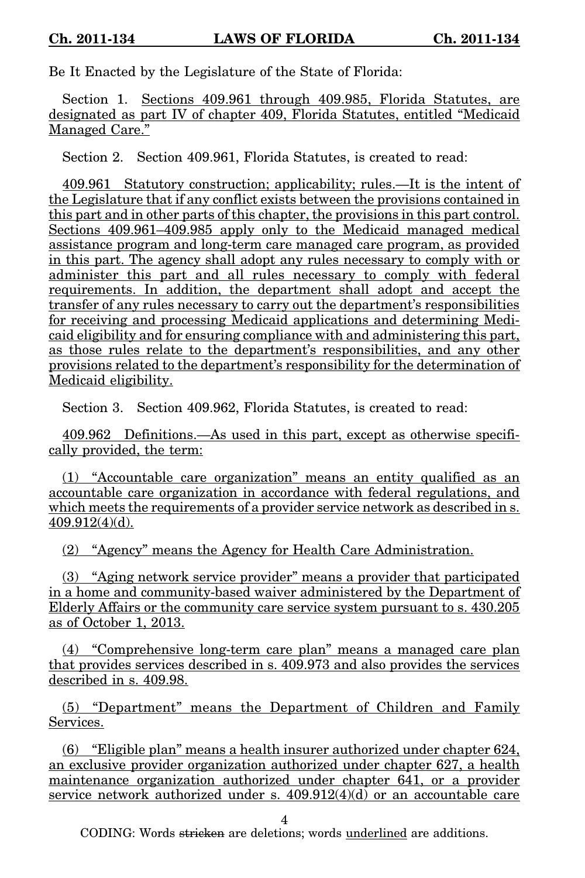Be It Enacted by the Legislature of the State of Florida:

Section 1. Sections 409.961 through 409.985, Florida Statutes, are designated as part IV of chapter 409, Florida Statutes, entitled "Medicaid Managed Care."

Section 2. Section 409.961, Florida Statutes, is created to read:

409.961 Statutory construction; applicability; rules.—It is the intent of the Legislature that if any conflict exists between the provisions contained in this part and in other parts of this chapter, the provisions in this part control. Sections 409.961–409.985 apply only to the Medicaid managed medical assistance program and long-term care managed care program, as provided in this part. The agency shall adopt any rules necessary to comply with or administer this part and all rules necessary to comply with federal requirements. In addition, the department shall adopt and accept the transfer of any rules necessary to carry out the department's responsibilities for receiving and processing Medicaid applications and determining Medicaid eligibility and for ensuring compliance with and administering this part, as those rules relate to the department's responsibilities, and any other provisions related to the department's responsibility for the determination of Medicaid eligibility.

Section 3. Section 409.962, Florida Statutes, is created to read:

409.962 Definitions.—As used in this part, except as otherwise specifically provided, the term:

(1) "Accountable care organization" means an entity qualified as an accountable care organization in accordance with federal regulations, and which meets the requirements of a provider service network as described in s. 409.912(4)(d).

(2) "Agency" means the Agency for Health Care Administration.

(3) "Aging network service provider" means a provider that participated in a home and community-based waiver administered by the Department of Elderly Affairs or the community care service system pursuant to s. 430.205 as of October 1, 2013.

(4) "Comprehensive long-term care plan" means a managed care plan that provides services described in s. 409.973 and also provides the services described in s. 409.98.

(5) "Department" means the Department of Children and Family Services.

(6) "Eligible plan" means a health insurer authorized under chapter 624, an exclusive provider organization authorized under chapter 627, a health maintenance organization authorized under chapter 641, or a provider service network authorized under s. 409.912(4)(d) or an accountable care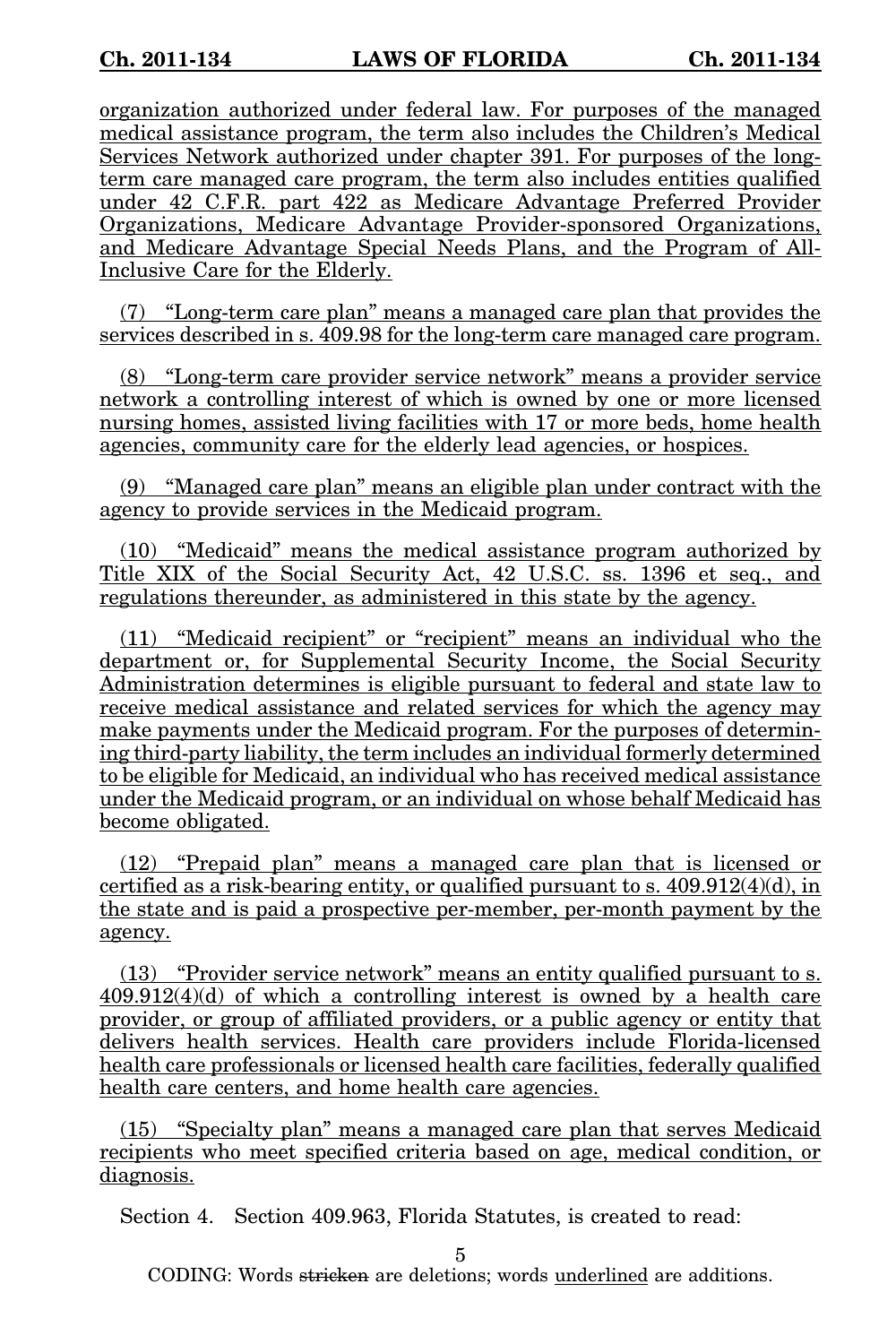organization authorized under federal law. For purposes of the managed medical assistance program, the term also includes the Children's Medical Services Network authorized under chapter 391. For purposes of the long-term care managed care program, the term also includes entities qualified under 42 C.F.R. part 422 as Medicare Advantage Preferred Provider Organizations, Medicare Advantage Provider-sponsored Organizations, and Medicare Advantage Special Needs Plans, and the Program of All-Inclusive Care for the Elderly.

(7) "Long-term care plan" means a managed care plan that provides the services described in s. 409.98 for the long-term care managed care program.

(8) "Long-term care provider service network" means a provider service network a controlling interest of which is owned by one or more licensed nursing homes, assisted living facilities with 17 or more beds, home health agencies, community care for the elderly lead agencies, or hospices.

(9) "Managed care plan" means an eligible plan under contract with the agency to provide services in the Medicaid program.

(10) "Medicaid" means the medical assistance program authorized by Title XIX of the Social Security Act, 42 U.S.C. ss. 1396 et seq., and regulations thereunder, as administered in this state by the agency.

(11) "Medicaid recipient" or "recipient" means an individual who the department or, for Supplemental Security Income, the Social Security Administration determines is eligible pursuant to federal and state law to receive medical assistance and related services for which the agency may make payments under the Medicaid program. For the purposes of determining third-party liability, the term includes an individual formerly determined to be eligible for Medicaid, an individual who has received medical assistance under the Medicaid program, or an individual on whose behalf Medicaid has become obligated.

(12) "Prepaid plan" means a managed care plan that is licensed or certified as a risk-bearing entity, or qualified pursuant to s. 409.912(4)(d), in the state and is paid a prospective per-member, per-month payment by the agency.

(13) "Provider service network" means an entity qualified pursuant to s. 409.912(4)(d) of which a controlling interest is owned by a health care provider, or group of affiliated providers, or a public agency or entity that delivers health services. Health care providers include Florida-licensed health care professionals or licensed health care facilities, federally qualified health care centers, and home health care agencies.

(15) "Specialty plan" means a managed care plan that serves Medicaid recipients who meet specified criteria based on age, medical condition, or diagnosis.

Section 4. Section 409.963, Florida Statutes, is created to read: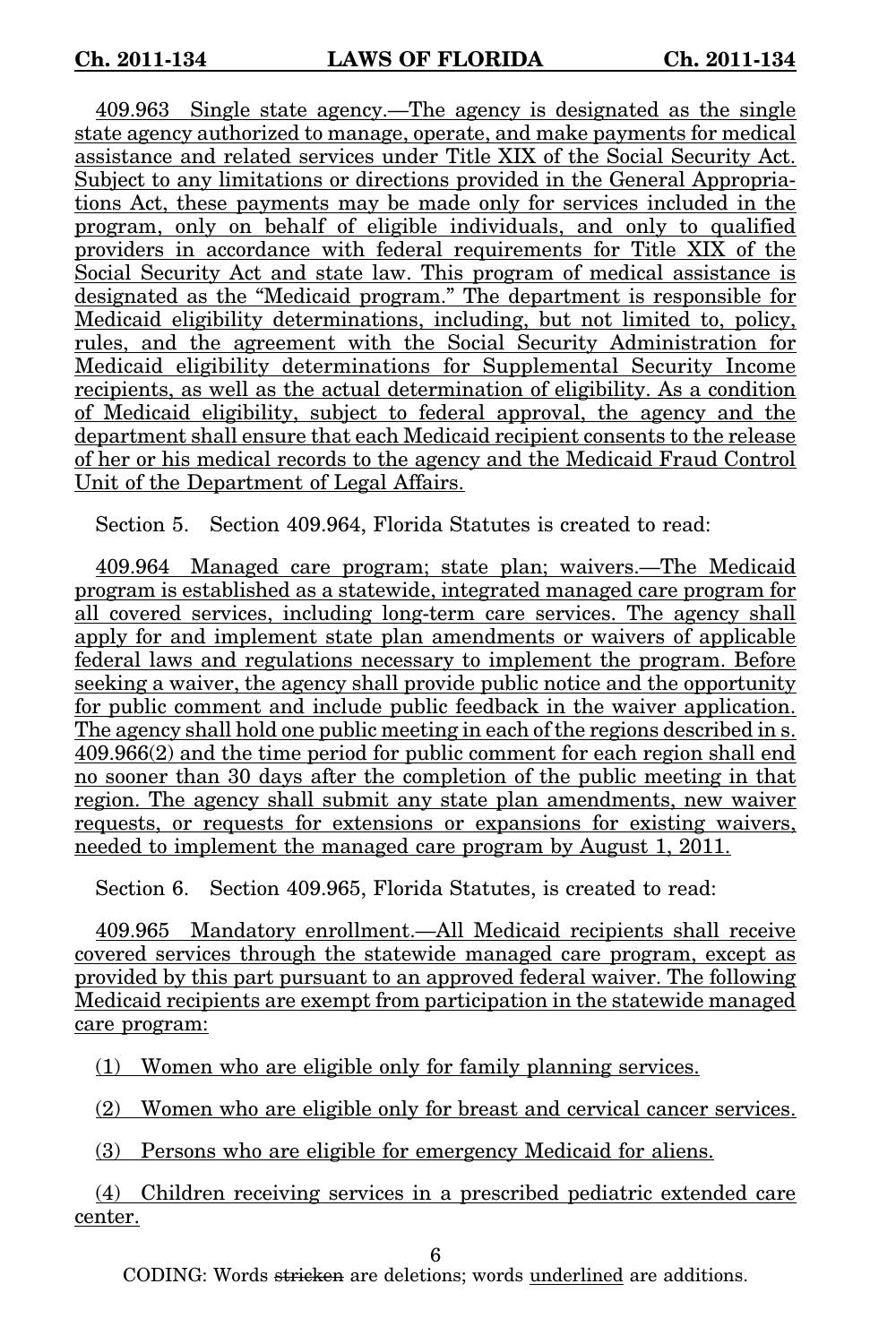409.963 Single state agency.—The agency is designated as the single state agency authorized to manage, operate, and make payments for medical assistance and related services under Title XIX of the Social Security Act. Subject to any limitations or directions provided in the General Appropriations Act, these payments may be made only for services included in the program, only on behalf of eligible individuals, and only to qualified providers in accordance with federal requirements for Title XIX of the Social Security Act and state law. This program of medical assistance is designated as the "Medicaid program." The department is responsible for Medicaid eligibility determinations, including, but not limited to, policy, rules, and the agreement with the Social Security Administration for Medicaid eligibility determinations for Supplemental Security Income recipients, as well as the actual determination of eligibility. As a condition of Medicaid eligibility, subject to federal approval, the agency and the department shall ensure that each Medicaid recipient consents to the release of her or his medical records to the agency and the Medicaid Fraud Control Unit of the Department of Legal Affairs.

Section 5. Section 409.964, Florida Statutes is created to read:

409.964 Managed care program; state plan; waivers.—The Medicaid program is established as a statewide, integrated managed care program for all covered services, including long-term care services. The agency shall apply for and implement state plan amendments or waivers of applicable federal laws and regulations necessary to implement the program. Before seeking a waiver, the agency shall provide public notice and the opportunity for public comment and include public feedback in the waiver application. The agency shall hold one public meeting in each of the regions described in s. 409.966(2) and the time period for public comment for each region shall end no sooner than 30 days after the completion of the public meeting in that region. The agency shall submit any state plan amendments, new waiver requests, or requests for extensions or expansions for existing waivers, needed to implement the managed care program by August 1, 2011.

Section 6. Section 409.965, Florida Statutes, is created to read:

409.965 Mandatory enrollment.—All Medicaid recipients shall receive covered services through the statewide managed care program, except as provided by this part pursuant to an approved federal waiver. The following Medicaid recipients are exempt from participation in the statewide managed care program:

(1) Women who are eligible only for family planning services.

(2) Women who are eligible only for breast and cervical cancer services.

(3) Persons who are eligible for emergency Medicaid for aliens.

(4) Children receiving services in a prescribed pediatric extended care center.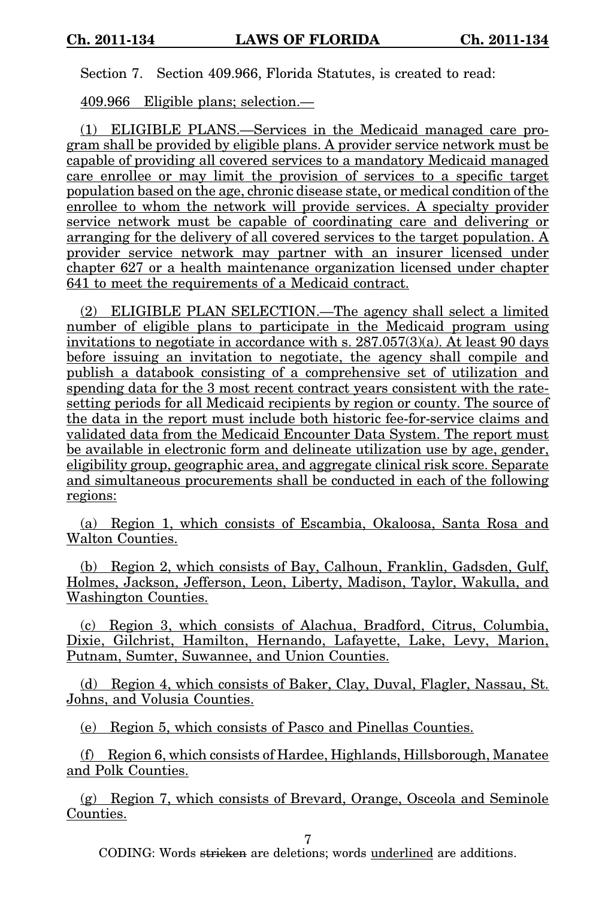Section 7. Section 409.966, Florida Statutes, is created to read:

409.966 Eligible plans; selection.—

(1) ELIGIBLE PLANS.—Services in the Medicaid managed care program shall be provided by eligible plans. A provider service network must be capable of providing all covered services to a mandatory Medicaid managed care enrollee or may limit the provision of services to a specific target population based on the age, chronic disease state, or medical condition of the enrollee to whom the network will provide services. A specialty provider service network must be capable of coordinating care and delivering or arranging for the delivery of all covered services to the target population. A provider service network may partner with an insurer licensed under chapter 627 or a health maintenance organization licensed under chapter 641 to meet the requirements of a Medicaid contract.

(2) ELIGIBLE PLAN SELECTION.—The agency shall select a limited number of eligible plans to participate in the Medicaid program using invitations to negotiate in accordance with s. 287.057(3)(a). At least 90 days before issuing an invitation to negotiate, the agency shall compile and publish a databook consisting of a comprehensive set of utilization and spending data for the 3 most recent contract years consistent with the rate-setting periods for all Medicaid recipients by region or county. The source of the data in the report must include both historic fee-for-service claims and validated data from the Medicaid Encounter Data System. The report must be available in electronic form and delineate utilization use by age, gender, eligibility group, geographic area, and aggregate clinical risk score. Separate and simultaneous procurements shall be conducted in each of the following regions:

(a) Region 1, which consists of Escambia, Okaloosa, Santa Rosa and Walton Counties.

(b) Region 2, which consists of Bay, Calhoun, Franklin, Gadsden, Gulf, Holmes, Jackson, Jefferson, Leon, Liberty, Madison, Taylor, Wakulla, and Washington Counties.

(c) Region 3, which consists of Alachua, Bradford, Citrus, Columbia, Dixie, Gilchrist, Hamilton, Hernando, Lafayette, Lake, Levy, Marion, Putnam, Sumter, Suwannee, and Union Counties.

(d) Region 4, which consists of Baker, Clay, Duval, Flagler, Nassau, St. Johns, and Volusia Counties.

(e) Region 5, which consists of Pasco and Pinellas Counties.

(f) Region 6, which consists of Hardee, Highlands, Hillsborough, Manatee and Polk Counties.

(g) Region 7, which consists of Brevard, Orange, Osceola and Seminole Counties.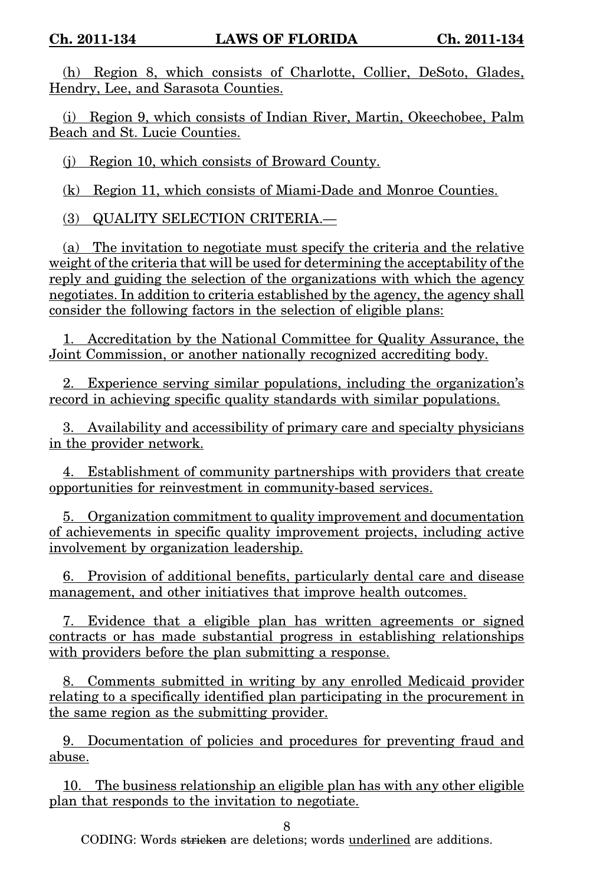(h) Region 8, which consists of Charlotte, Collier, DeSoto, Glades, Hendry, Lee, and Sarasota Counties.

(i) Region 9, which consists of Indian River, Martin, Okeechobee, Palm Beach and St. Lucie Counties.

(j) Region 10, which consists of Broward County.

(k) Region 11, which consists of Miami-Dade and Monroe Counties.

(3) QUALITY SELECTION CRITERIA.—

(a) The invitation to negotiate must specify the criteria and the relative weight of the criteria that will be used for determining the acceptability of the reply and guiding the selection of the organizations with which the agency negotiates. In addition to criteria established by the agency, the agency shall consider the following factors in the selection of eligible plans:

1. Accreditation by the National Committee for Quality Assurance, the Joint Commission, or another nationally recognized accrediting body.

2. Experience serving similar populations, including the organization's record in achieving specific quality standards with similar populations.

3. Availability and accessibility of primary care and specialty physicians in the provider network.

4. Establishment of community partnerships with providers that create opportunities for reinvestment in community-based services.

5. Organization commitment to quality improvement and documentation of achievements in specific quality improvement projects, including active involvement by organization leadership.

6. Provision of additional benefits, particularly dental care and disease management, and other initiatives that improve health outcomes.

7. Evidence that a eligible plan has written agreements or signed contracts or has made substantial progress in establishing relationships with providers before the plan submitting a response.

8. Comments submitted in writing by any enrolled Medicaid provider relating to a specifically identified plan participating in the procurement in the same region as the submitting provider.

9. Documentation of policies and procedures for preventing fraud and abuse.

10. The business relationship an eligible plan has with any other eligible plan that responds to the invitation to negotiate.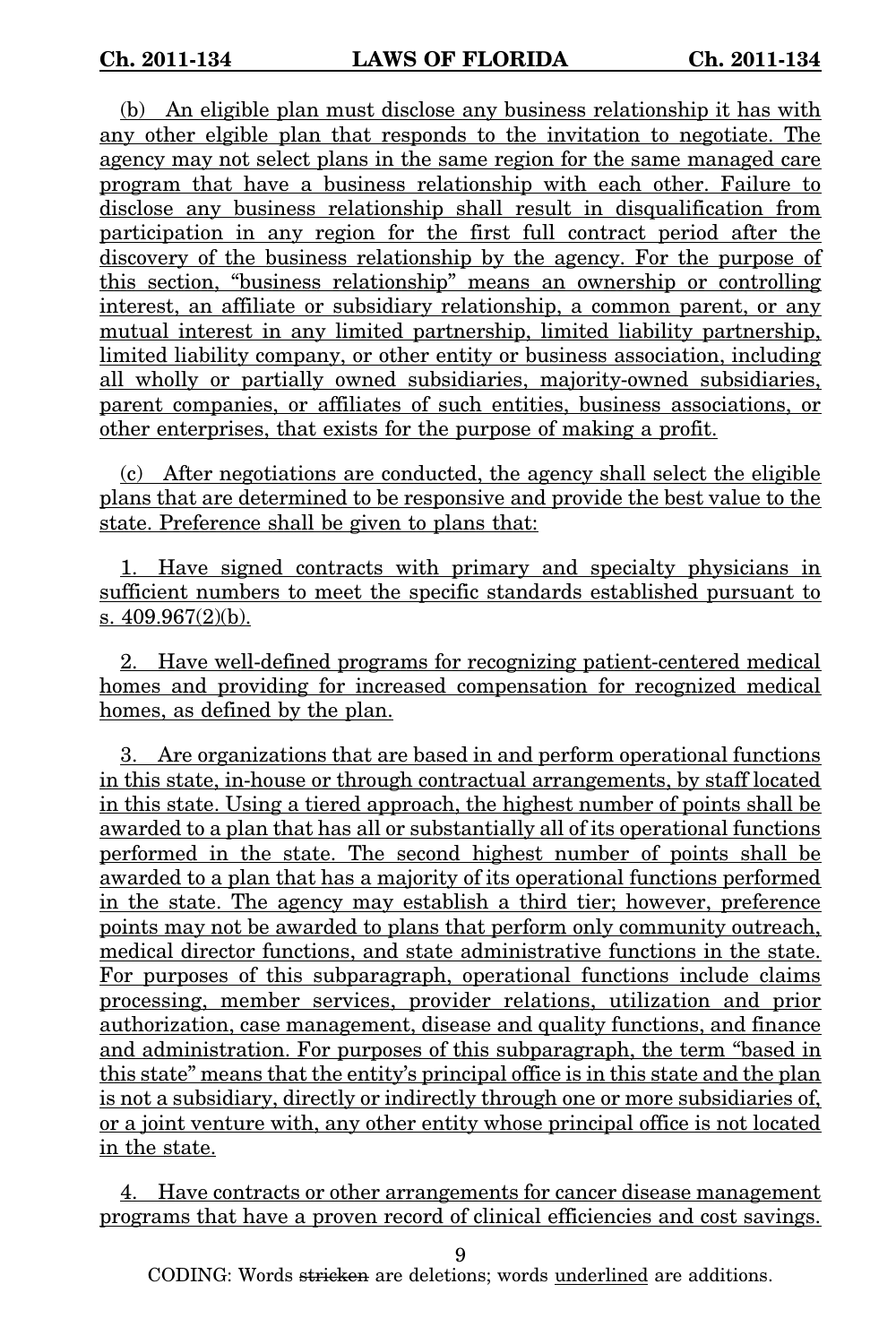(b) An eligible plan must disclose any business relationship it has with any other elgible plan that responds to the invitation to negotiate. The agency may not select plans in the same region for the same managed care program that have a business relationship with each other. Failure to disclose any business relationship shall result in disqualification from participation in any region for the first full contract period after the discovery of the business relationship by the agency. For the purpose of this section, "business relationship" means an ownership or controlling interest, an affiliate or subsidiary relationship, a common parent, or any mutual interest in any limited partnership, limited liability partnership, limited liability company, or other entity or business association, including all wholly or partially owned subsidiaries, majority-owned subsidiaries, parent companies, or affiliates of such entities, business associations, or other enterprises, that exists for the purpose of making a profit.

(c) After negotiations are conducted, the agency shall select the eligible plans that are determined to be responsive and provide the best value to the state. Preference shall be given to plans that:

1. Have signed contracts with primary and specialty physicians in sufficient numbers to meet the specific standards established pursuant to s. 409.967(2)(b).

2. Have well-defined programs for recognizing patient-centered medical homes and providing for increased compensation for recognized medical homes, as defined by the plan.

3. Are organizations that are based in and perform operational functions in this state, in-house or through contractual arrangements, by staff located in this state. Using a tiered approach, the highest number of points shall be awarded to a plan that has all or substantially all of its operational functions performed in the state. The second highest number of points shall be awarded to a plan that has a majority of its operational functions performed in the state. The agency may establish a third tier; however, preference points may not be awarded to plans that perform only community outreach, medical director functions, and state administrative functions in the state. For purposes of this subparagraph, operational functions include claims processing, member services, provider relations, utilization and prior authorization, case management, disease and quality functions, and finance and administration. For purposes of this subparagraph, the term "based in this state" means that the entity's principal office is in this state and the plan is not a subsidiary, directly or indirectly through one or more subsidiaries of, or a joint venture with, any other entity whose principal office is not located in the state.

4. Have contracts or other arrangements for cancer disease management programs that have a proven record of clinical efficiencies and cost savings.

CODING: Words stricken are deletions; words underlined are additions.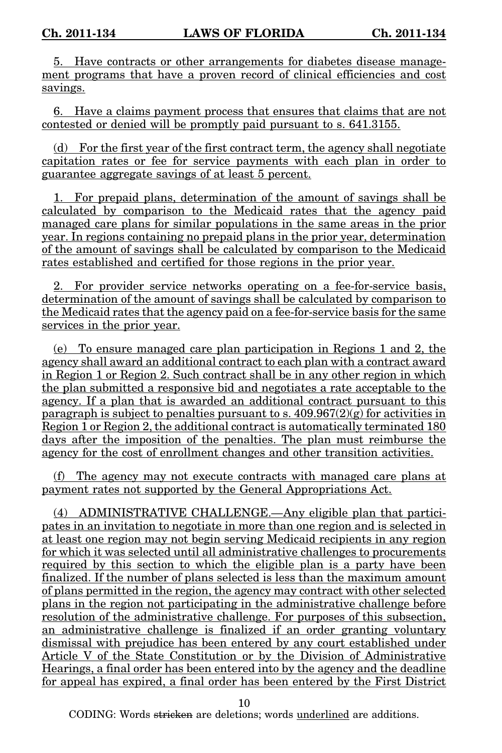5. Have contracts or other arrangements for diabetes disease management programs that have a proven record of clinical efficiencies and cost savings.

6. Have a claims payment process that ensures that claims that are not contested or denied will be promptly paid pursuant to s. 641.3155.

(d) For the first year of the first contract term, the agency shall negotiate capitation rates or fee for service payments with each plan in order to guarantee aggregate savings of at least 5 percent.

1. For prepaid plans, determination of the amount of savings shall be calculated by comparison to the Medicaid rates that the agency paid managed care plans for similar populations in the same areas in the prior year. In regions containing no prepaid plans in the prior year, determination of the amount of savings shall be calculated by comparison to the Medicaid rates established and certified for those regions in the prior year.

2. For provider service networks operating on a fee-for-service basis, determination of the amount of savings shall be calculated by comparison to the Medicaid rates that the agency paid on a fee-for-service basis for the same services in the prior year.

(e) To ensure managed care plan participation in Regions 1 and 2, the agency shall award an additional contract to each plan with a contract award in Region 1 or Region 2. Such contract shall be in any other region in which the plan submitted a responsive bid and negotiates a rate acceptable to the agency. If a plan that is awarded an additional contract pursuant to this paragraph is subject to penalties pursuant to s. 409.967(2)(g) for activities in Region 1 or Region 2, the additional contract is automatically terminated 180 days after the imposition of the penalties. The plan must reimburse the agency for the cost of enrollment changes and other transition activities.

(f) The agency may not execute contracts with managed care plans at payment rates not supported by the General Appropriations Act.

(4) ADMINISTRATIVE CHALLENGE.—Any eligible plan that participates in an invitation to negotiate in more than one region and is selected in at least one region may not begin serving Medicaid recipients in any region for which it was selected until all administrative challenges to procurements required by this section to which the eligible plan is a party have been finalized. If the number of plans selected is less than the maximum amount of plans permitted in the region, the agency may contract with other selected plans in the region not participating in the administrative challenge before resolution of the administrative challenge. For purposes of this subsection, an administrative challenge is finalized if an order granting voluntary dismissal with prejudice has been entered by any court established under Article V of the State Constitution or by the Division of Administrative Hearings, a final order has been entered into by the agency and the deadline for appeal has expired, a final order has been entered by the First District

CODING: Words ~~stricken~~ are deletions; words underlined are additions.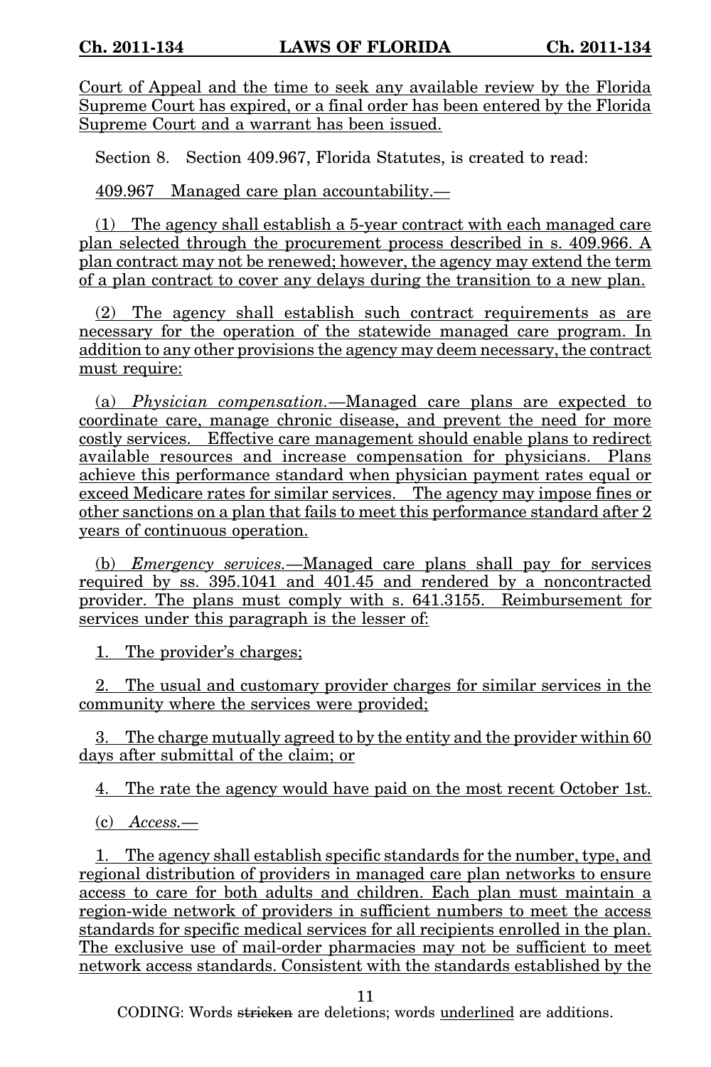Court of Appeal and the time to seek any available review by the Florida Supreme Court has expired, or a final order has been entered by the Florida Supreme Court and a warrant has been issued.

Section 8. Section 409.967, Florida Statutes, is created to read:

409.967 Managed care plan accountability.—

(1) The agency shall establish a 5-year contract with each managed care plan selected through the procurement process described in s. 409.966. A plan contract may not be renewed; however, the agency may extend the term of a plan contract to cover any delays during the transition to a new plan.

(2) The agency shall establish such contract requirements as are necessary for the operation of the statewide managed care program. In addition to any other provisions the agency may deem necessary, the contract must require:

(a) *Physician compensation.*—Managed care plans are expected to coordinate care, manage chronic disease, and prevent the need for more costly services. Effective care management should enable plans to redirect available resources and increase compensation for physicians. Plans achieve this performance standard when physician payment rates equal or exceed Medicare rates for similar services. The agency may impose fines or other sanctions on a plan that fails to meet this performance standard after 2 years of continuous operation.

(b) *Emergency services.*—Managed care plans shall pay for services required by ss. 395.1041 and 401.45 and rendered by a noncontracted provider. The plans must comply with s. 641.3155. Reimbursement for services under this paragraph is the lesser of:

1. The provider's charges;

2. The usual and customary provider charges for similar services in the community where the services were provided;

3. The charge mutually agreed to by the entity and the provider within 60 days after submittal of the claim; or

4. The rate the agency would have paid on the most recent October 1st.

(c) *Access.*—

1. The agency shall establish specific standards for the number, type, and regional distribution of providers in managed care plan networks to ensure access to care for both adults and children. Each plan must maintain a region-wide network of providers in sufficient numbers to meet the access standards for specific medical services for all recipients enrolled in the plan. The exclusive use of mail-order pharmacies may not be sufficient to meet network access standards. Consistent with the standards established by the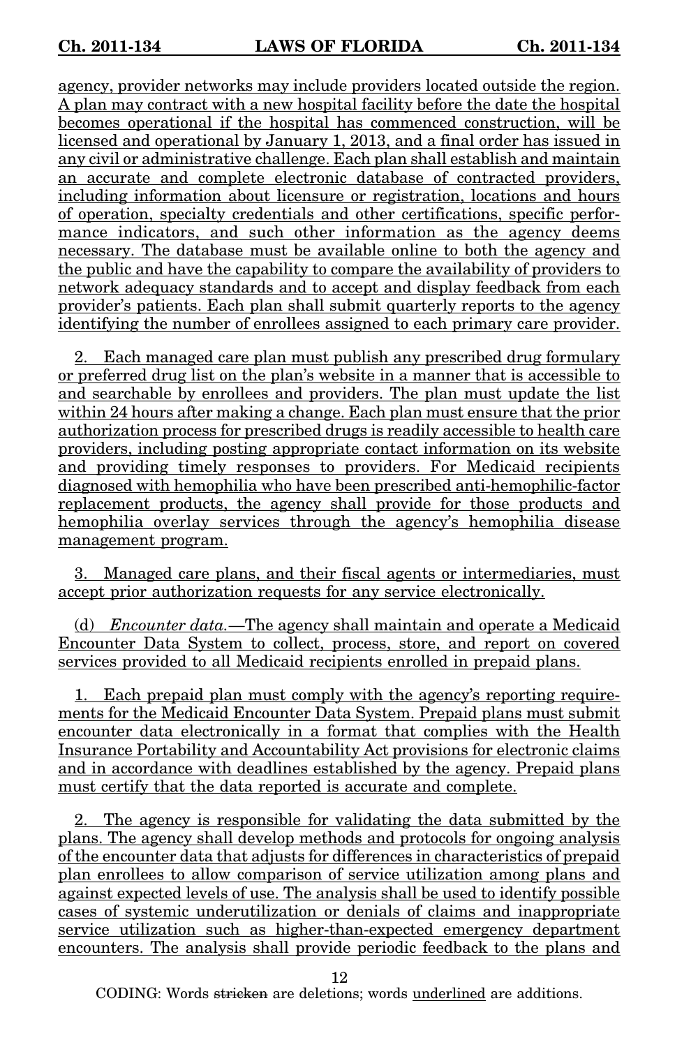agency, provider networks may include providers located outside the region. A plan may contract with a new hospital facility before the date the hospital becomes operational if the hospital has commenced construction, will be licensed and operational by January 1, 2013, and a final order has issued in any civil or administrative challenge. Each plan shall establish and maintain an accurate and complete electronic database of contracted providers, including information about licensure or registration, locations and hours of operation, specialty credentials and other certifications, specific performance indicators, and such other information as the agency deems necessary. The database must be available online to both the agency and the public and have the capability to compare the availability of providers to network adequacy standards and to accept and display feedback from each provider's patients. Each plan shall submit quarterly reports to the agency identifying the number of enrollees assigned to each primary care provider.

2. Each managed care plan must publish any prescribed drug formulary or preferred drug list on the plan's website in a manner that is accessible to and searchable by enrollees and providers. The plan must update the list within 24 hours after making a change. Each plan must ensure that the prior authorization process for prescribed drugs is readily accessible to health care providers, including posting appropriate contact information on its website and providing timely responses to providers. For Medicaid recipients diagnosed with hemophilia who have been prescribed anti-hemophilic-factor replacement products, the agency shall provide for those products and hemophilia overlay services through the agency's hemophilia disease management program.

3. Managed care plans, and their fiscal agents or intermediaries, must accept prior authorization requests for any service electronically.

(d) *Encounter data.*—The agency shall maintain and operate a Medicaid Encounter Data System to collect, process, store, and report on covered services provided to all Medicaid recipients enrolled in prepaid plans.

1. Each prepaid plan must comply with the agency's reporting requirements for the Medicaid Encounter Data System. Prepaid plans must submit encounter data electronically in a format that complies with the Health Insurance Portability and Accountability Act provisions for electronic claims and in accordance with deadlines established by the agency. Prepaid plans must certify that the data reported is accurate and complete.

2. The agency is responsible for validating the data submitted by the plans. The agency shall develop methods and protocols for ongoing analysis of the encounter data that adjusts for differences in characteristics of prepaid plan enrollees to allow comparison of service utilization among plans and against expected levels of use. The analysis shall be used to identify possible cases of systemic underutilization or denials of claims and inappropriate service utilization such as higher-than-expected emergency department encounters. The analysis shall provide periodic feedback to the plans and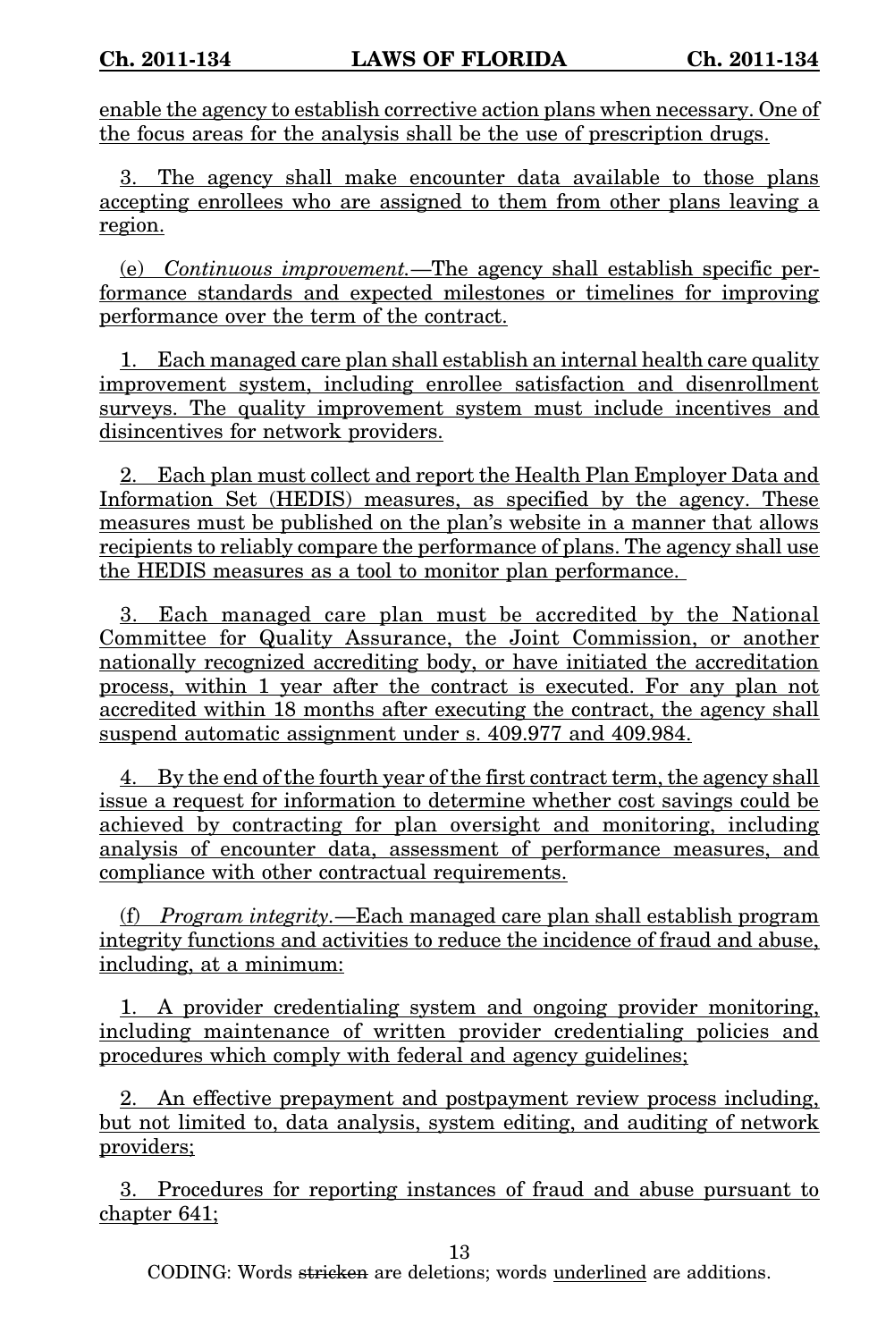enable the agency to establish corrective action plans when necessary. One of the focus areas for the analysis shall be the use of prescription drugs.

3. The agency shall make encounter data available to those plans accepting enrollees who are assigned to them from other plans leaving a region.

(e) *Continuous improvement.*—The agency shall establish specific performance standards and expected milestones or timelines for improving performance over the term of the contract.

1. Each managed care plan shall establish an internal health care quality improvement system, including enrollee satisfaction and disenrollment surveys. The quality improvement system must include incentives and disincentives for network providers.

2. Each plan must collect and report the Health Plan Employer Data and Information Set (HEDIS) measures, as specified by the agency. These measures must be published on the plan's website in a manner that allows recipients to reliably compare the performance of plans. The agency shall use the HEDIS measures as a tool to monitor plan performance.

3. Each managed care plan must be accredited by the National Committee for Quality Assurance, the Joint Commission, or another nationally recognized accrediting body, or have initiated the accreditation process, within 1 year after the contract is executed. For any plan not accredited within 18 months after executing the contract, the agency shall suspend automatic assignment under s. 409.977 and 409.984.

4. By the end of the fourth year of the first contract term, the agency shall issue a request for information to determine whether cost savings could be achieved by contracting for plan oversight and monitoring, including analysis of encounter data, assessment of performance measures, and compliance with other contractual requirements.

(f) *Program integrity.*—Each managed care plan shall establish program integrity functions and activities to reduce the incidence of fraud and abuse, including, at a minimum:

1. A provider credentialing system and ongoing provider monitoring, including maintenance of written provider credentialing policies and procedures which comply with federal and agency guidelines;

2. An effective prepayment and postpayment review process including, but not limited to, data analysis, system editing, and auditing of network providers;

3. Procedures for reporting instances of fraud and abuse pursuant to chapter 641;

CODING: Words ~~stricken~~ are deletions; words underlined are additions.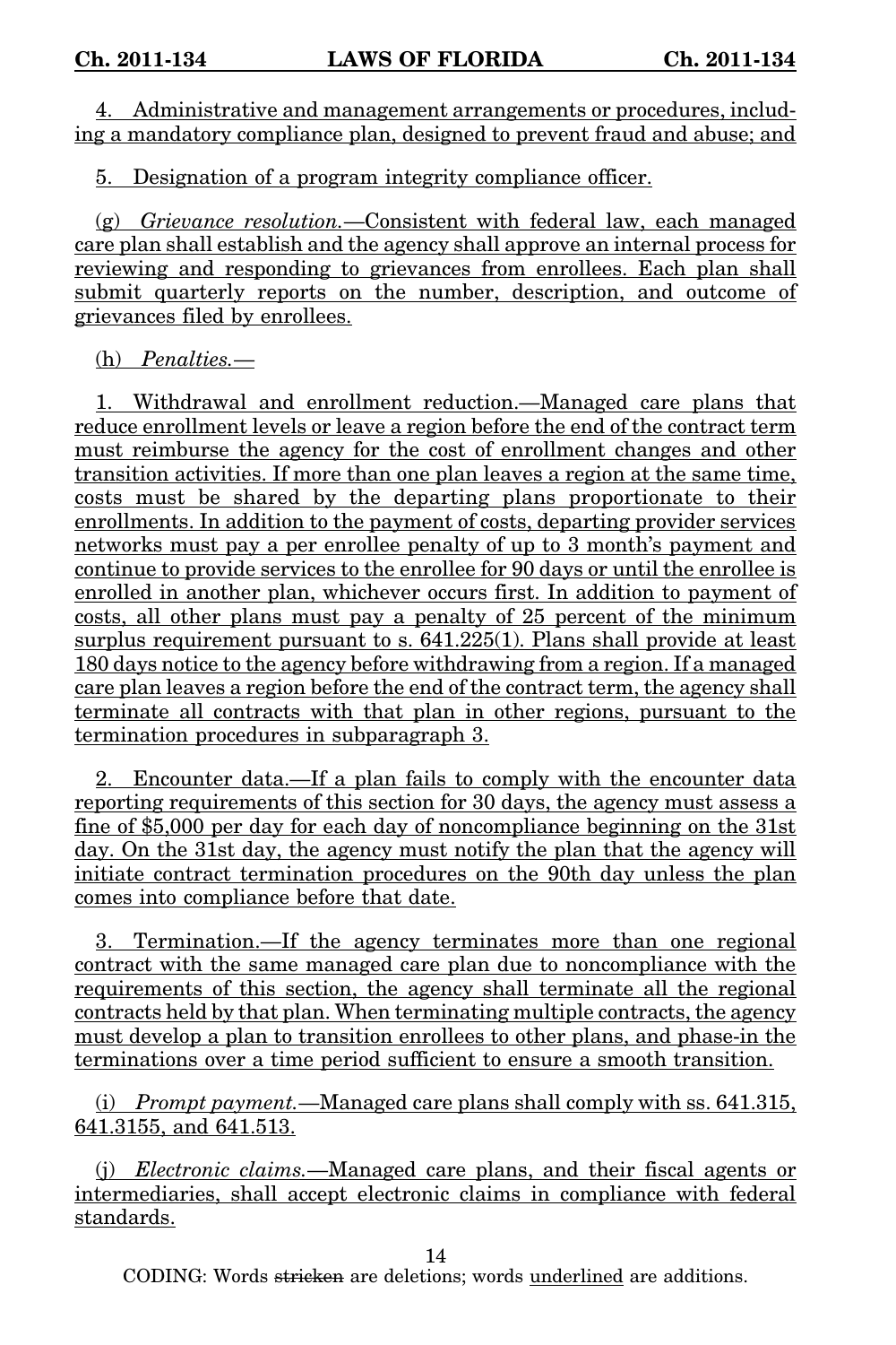4. Administrative and management arrangements or procedures, including a mandatory compliance plan, designed to prevent fraud and abuse; and

5. Designation of a program integrity compliance officer.

(g) *Grievance resolution.*—Consistent with federal law, each managed care plan shall establish and the agency shall approve an internal process for reviewing and responding to grievances from enrollees. Each plan shall submit quarterly reports on the number, description, and outcome of grievances filed by enrollees.

(h) *Penalties.*—

1. Withdrawal and enrollment reduction.—Managed care plans that reduce enrollment levels or leave a region before the end of the contract term must reimburse the agency for the cost of enrollment changes and other transition activities. If more than one plan leaves a region at the same time, costs must be shared by the departing plans proportionate to their enrollments. In addition to the payment of costs, departing provider services networks must pay a per enrollee penalty of up to 3 month's payment and continue to provide services to the enrollee for 90 days or until the enrollee is enrolled in another plan, whichever occurs first. In addition to payment of costs, all other plans must pay a penalty of 25 percent of the minimum surplus requirement pursuant to s. 641.225(1). Plans shall provide at least 180 days notice to the agency before withdrawing from a region. If a managed care plan leaves a region before the end of the contract term, the agency shall terminate all contracts with that plan in other regions, pursuant to the termination procedures in subparagraph 3.

2. Encounter data.—If a plan fails to comply with the encounter data reporting requirements of this section for 30 days, the agency must assess a fine of $5,000 per day for each day of noncompliance beginning on the 31st day. On the 31st day, the agency must notify the plan that the agency will initiate contract termination procedures on the 90th day unless the plan comes into compliance before that date.

3. Termination.—If the agency terminates more than one regional contract with the same managed care plan due to noncompliance with the requirements of this section, the agency shall terminate all the regional contracts held by that plan. When terminating multiple contracts, the agency must develop a plan to transition enrollees to other plans, and phase-in the terminations over a time period sufficient to ensure a smooth transition.

(i) *Prompt payment.*—Managed care plans shall comply with ss. 641.315, 641.3155, and 641.513.

(j) *Electronic claims.*—Managed care plans, and their fiscal agents or intermediaries, shall accept electronic claims in compliance with federal standards.

CODING: Words ~~stricken~~ are deletions; words underlined are additions.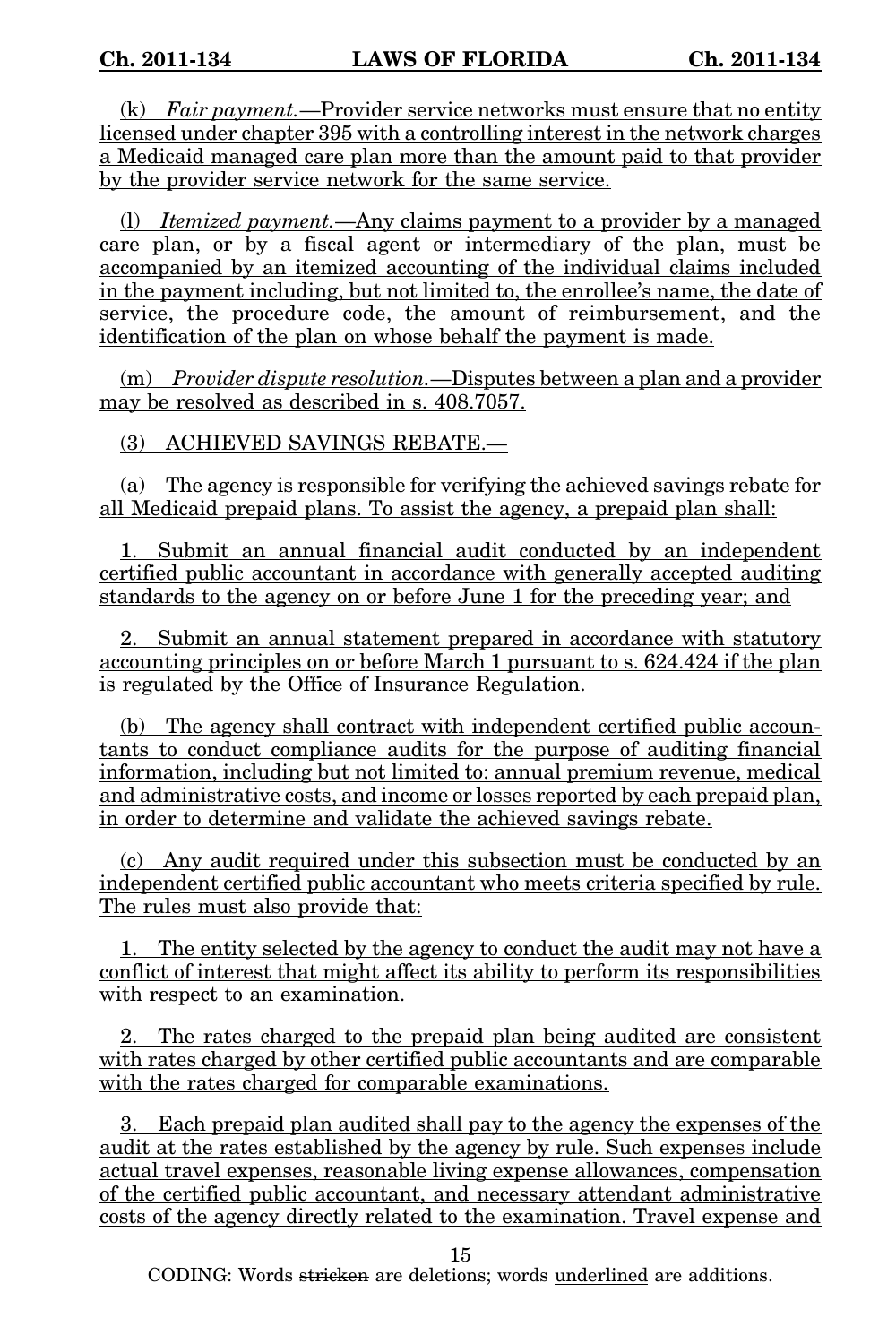(k) *Fair payment.*—Provider service networks must ensure that no entity licensed under chapter 395 with a controlling interest in the network charges a Medicaid managed care plan more than the amount paid to that provider by the provider service network for the same service.

(l) *Itemized payment.*—Any claims payment to a provider by a managed care plan, or by a fiscal agent or intermediary of the plan, must be accompanied by an itemized accounting of the individual claims included in the payment including, but not limited to, the enrollee's name, the date of service, the procedure code, the amount of reimbursement, and the identification of the plan on whose behalf the payment is made.

(m) *Provider dispute resolution.*—Disputes between a plan and a provider may be resolved as described in s. 408.7057.

(3) ACHIEVED SAVINGS REBATE.—

(a) The agency is responsible for verifying the achieved savings rebate for all Medicaid prepaid plans. To assist the agency, a prepaid plan shall:

1. Submit an annual financial audit conducted by an independent certified public accountant in accordance with generally accepted auditing standards to the agency on or before June 1 for the preceding year; and

2. Submit an annual statement prepared in accordance with statutory accounting principles on or before March 1 pursuant to s. 624.424 if the plan is regulated by the Office of Insurance Regulation.

(b) The agency shall contract with independent certified public accountants to conduct compliance audits for the purpose of auditing financial information, including but not limited to: annual premium revenue, medical and administrative costs, and income or losses reported by each prepaid plan, in order to determine and validate the achieved savings rebate.

(c) Any audit required under this subsection must be conducted by an independent certified public accountant who meets criteria specified by rule. The rules must also provide that:

1. The entity selected by the agency to conduct the audit may not have a conflict of interest that might affect its ability to perform its responsibilities with respect to an examination.

2. The rates charged to the prepaid plan being audited are consistent with rates charged by other certified public accountants and are comparable with the rates charged for comparable examinations.

3. Each prepaid plan audited shall pay to the agency the expenses of the audit at the rates established by the agency by rule. Such expenses include actual travel expenses, reasonable living expense allowances, compensation of the certified public accountant, and necessary attendant administrative costs of the agency directly related to the examination. Travel expense and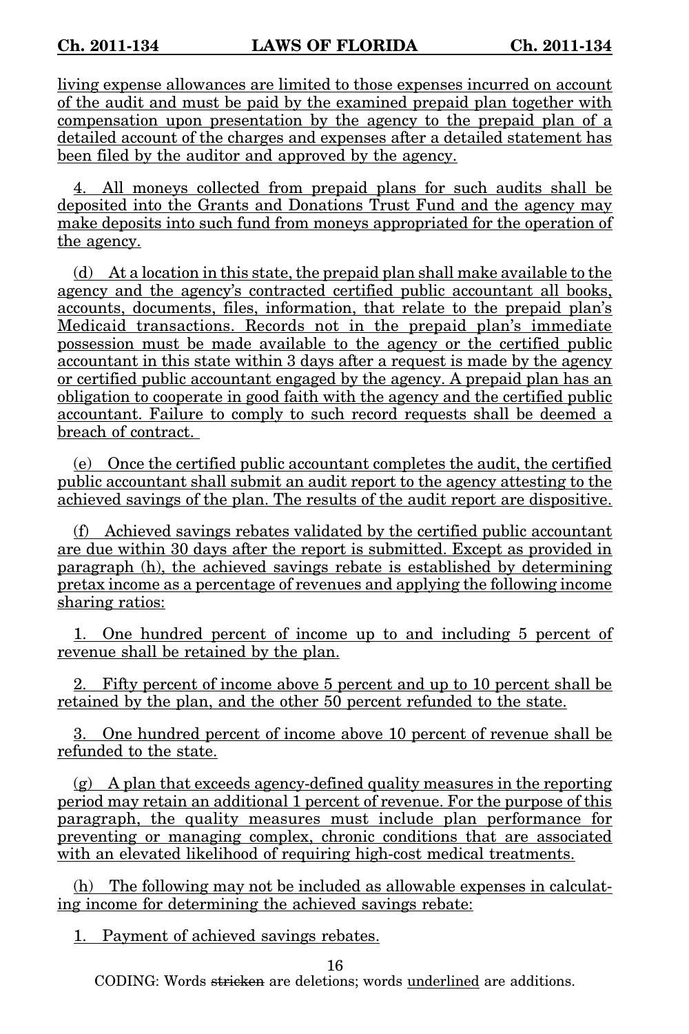living expense allowances are limited to those expenses incurred on account of the audit and must be paid by the examined prepaid plan together with compensation upon presentation by the agency to the prepaid plan of a detailed account of the charges and expenses after a detailed statement has been filed by the auditor and approved by the agency.

4. All moneys collected from prepaid plans for such audits shall be deposited into the Grants and Donations Trust Fund and the agency may make deposits into such fund from moneys appropriated for the operation of the agency.

(d) At a location in this state, the prepaid plan shall make available to the agency and the agency's contracted certified public accountant all books, accounts, documents, files, information, that relate to the prepaid plan's Medicaid transactions. Records not in the prepaid plan's immediate possession must be made available to the agency or the certified public accountant in this state within 3 days after a request is made by the agency or certified public accountant engaged by the agency. A prepaid plan has an obligation to cooperate in good faith with the agency and the certified public accountant. Failure to comply to such record requests shall be deemed a breach of contract.

(e) Once the certified public accountant completes the audit, the certified public accountant shall submit an audit report to the agency attesting to the achieved savings of the plan. The results of the audit report are dispositive.

(f) Achieved savings rebates validated by the certified public accountant are due within 30 days after the report is submitted. Except as provided in paragraph (h), the achieved savings rebate is established by determining pretax income as a percentage of revenues and applying the following income sharing ratios:

1. One hundred percent of income up to and including 5 percent of revenue shall be retained by the plan.

2. Fifty percent of income above 5 percent and up to 10 percent shall be retained by the plan, and the other 50 percent refunded to the state.

3. One hundred percent of income above 10 percent of revenue shall be refunded to the state.

(g) A plan that exceeds agency-defined quality measures in the reporting period may retain an additional 1 percent of revenue. For the purpose of this paragraph, the quality measures must include plan performance for preventing or managing complex, chronic conditions that are associated with an elevated likelihood of requiring high-cost medical treatments.

(h) The following may not be included as allowable expenses in calculating income for determining the achieved savings rebate:

1. Payment of achieved savings rebates.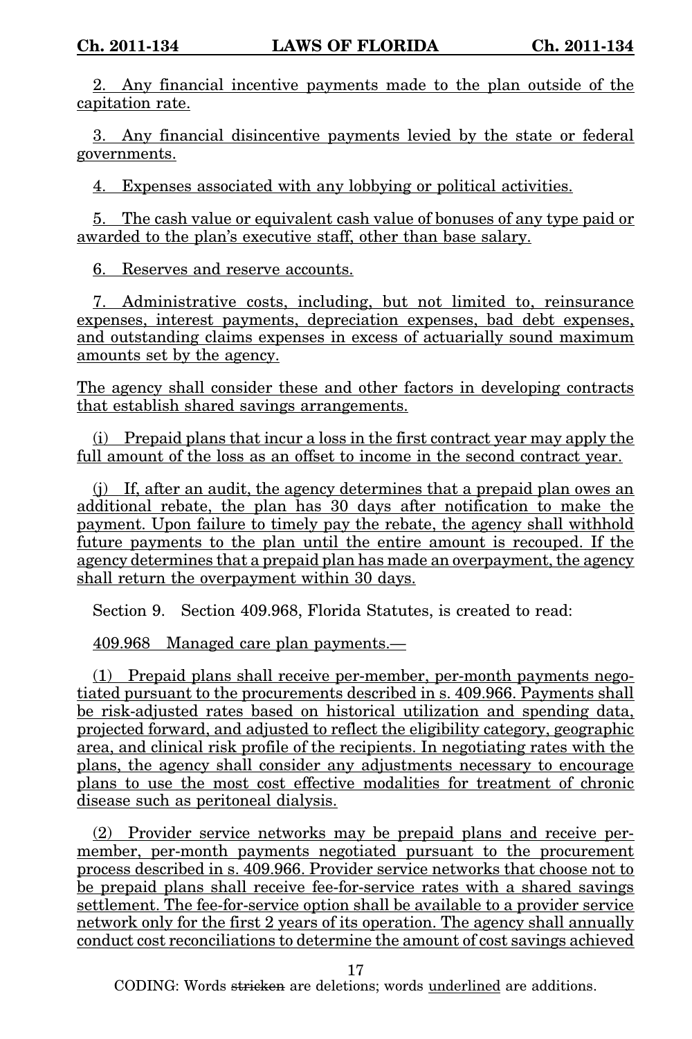2. Any financial incentive payments made to the plan outside of the capitation rate.

3. Any financial disincentive payments levied by the state or federal governments.

4. Expenses associated with any lobbying or political activities.

5. The cash value or equivalent cash value of bonuses of any type paid or awarded to the plan's executive staff, other than base salary.

6. Reserves and reserve accounts.

7. Administrative costs, including, but not limited to, reinsurance expenses, interest payments, depreciation expenses, bad debt expenses, and outstanding claims expenses in excess of actuarially sound maximum amounts set by the agency.

The agency shall consider these and other factors in developing contracts that establish shared savings arrangements.

(i) Prepaid plans that incur a loss in the first contract year may apply the full amount of the loss as an offset to income in the second contract year.

(j) If, after an audit, the agency determines that a prepaid plan owes an additional rebate, the plan has 30 days after notification to make the payment. Upon failure to timely pay the rebate, the agency shall withhold future payments to the plan until the entire amount is recouped. If the agency determines that a prepaid plan has made an overpayment, the agency shall return the overpayment within 30 days.

Section 9. Section 409.968, Florida Statutes, is created to read:

409.968 Managed care plan payments.—

(1) Prepaid plans shall receive per-member, per-month payments negotiated pursuant to the procurements described in s. 409.966. Payments shall be risk-adjusted rates based on historical utilization and spending data, projected forward, and adjusted to reflect the eligibility category, geographic area, and clinical risk profile of the recipients. In negotiating rates with the plans, the agency shall consider any adjustments necessary to encourage plans to use the most cost effective modalities for treatment of chronic disease such as peritoneal dialysis.

(2) Provider service networks may be prepaid plans and receive per-member, per-month payments negotiated pursuant to the procurement process described in s. 409.966. Provider service networks that choose not to be prepaid plans shall receive fee-for-service rates with a shared savings settlement. The fee-for-service option shall be available to a provider service network only for the first 2 years of its operation. The agency shall annually conduct cost reconciliations to determine the amount of cost savings achieved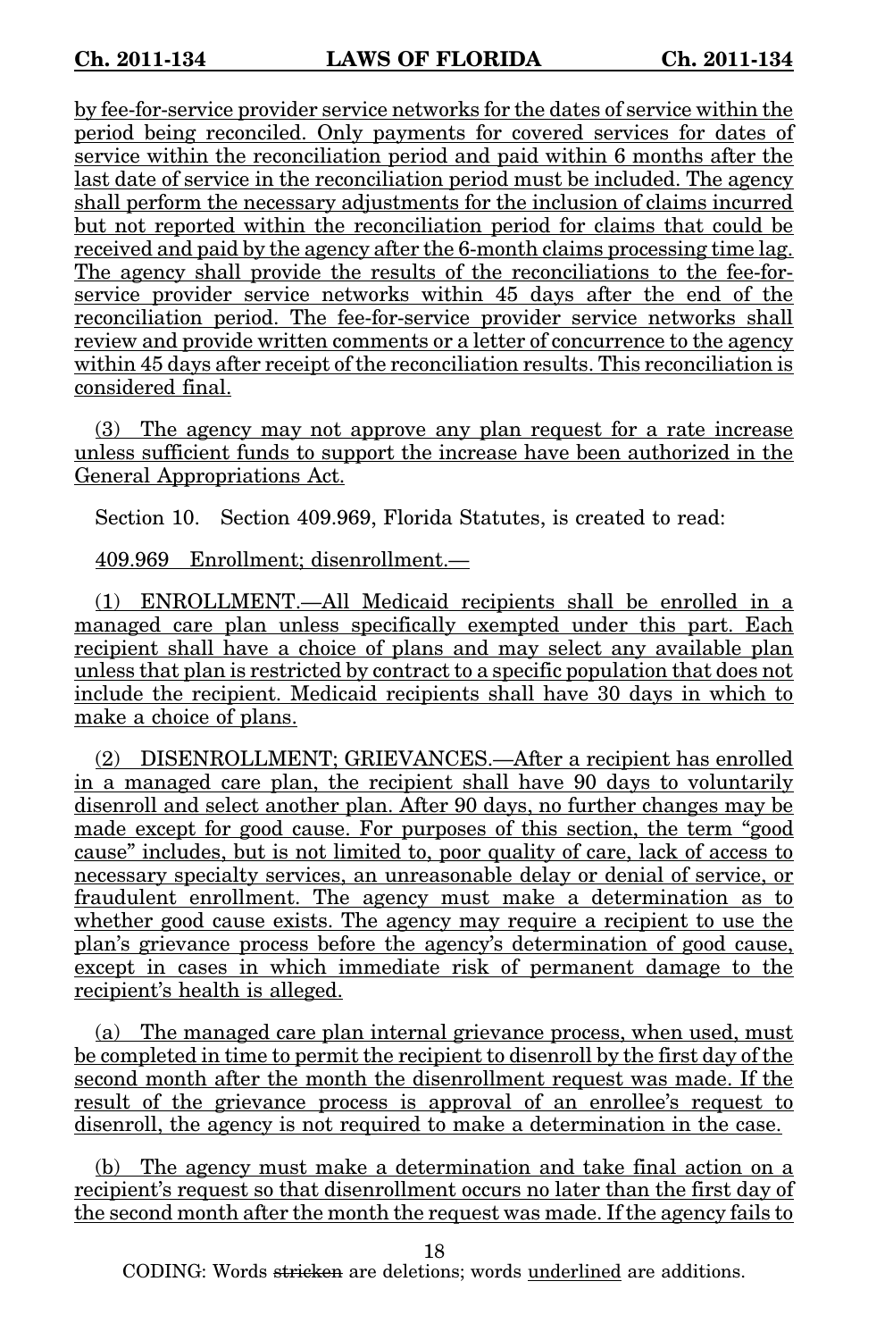by fee-for-service provider service networks for the dates of service within the period being reconciled. Only payments for covered services for dates of service within the reconciliation period and paid within 6 months after the last date of service in the reconciliation period must be included. The agency shall perform the necessary adjustments for the inclusion of claims incurred but not reported within the reconciliation period for claims that could be received and paid by the agency after the 6-month claims processing time lag. The agency shall provide the results of the reconciliations to the fee-for-service provider service networks within 45 days after the end of the reconciliation period. The fee-for-service provider service networks shall review and provide written comments or a letter of concurrence to the agency within 45 days after receipt of the reconciliation results. This reconciliation is considered final.

(3) The agency may not approve any plan request for a rate increase unless sufficient funds to support the increase have been authorized in the General Appropriations Act.

Section 10. Section 409.969, Florida Statutes, is created to read:

409.969 Enrollment; disenrollment.—

(1) ENROLLMENT.—All Medicaid recipients shall be enrolled in a managed care plan unless specifically exempted under this part. Each recipient shall have a choice of plans and may select any available plan unless that plan is restricted by contract to a specific population that does not include the recipient. Medicaid recipients shall have 30 days in which to make a choice of plans.

(2) DISENROLLMENT; GRIEVANCES.—After a recipient has enrolled in a managed care plan, the recipient shall have 90 days to voluntarily disenroll and select another plan. After 90 days, no further changes may be made except for good cause. For purposes of this section, the term "good cause" includes, but is not limited to, poor quality of care, lack of access to necessary specialty services, an unreasonable delay or denial of service, or fraudulent enrollment. The agency must make a determination as to whether good cause exists. The agency may require a recipient to use the plan's grievance process before the agency's determination of good cause, except in cases in which immediate risk of permanent damage to the recipient's health is alleged.

(a) The managed care plan internal grievance process, when used, must be completed in time to permit the recipient to disenroll by the first day of the second month after the month the disenrollment request was made. If the result of the grievance process is approval of an enrollee's request to disenroll, the agency is not required to make a determination in the case.

(b) The agency must make a determination and take final action on a recipient's request so that disenrollment occurs no later than the first day of the second month after the month the request was made. If the agency fails to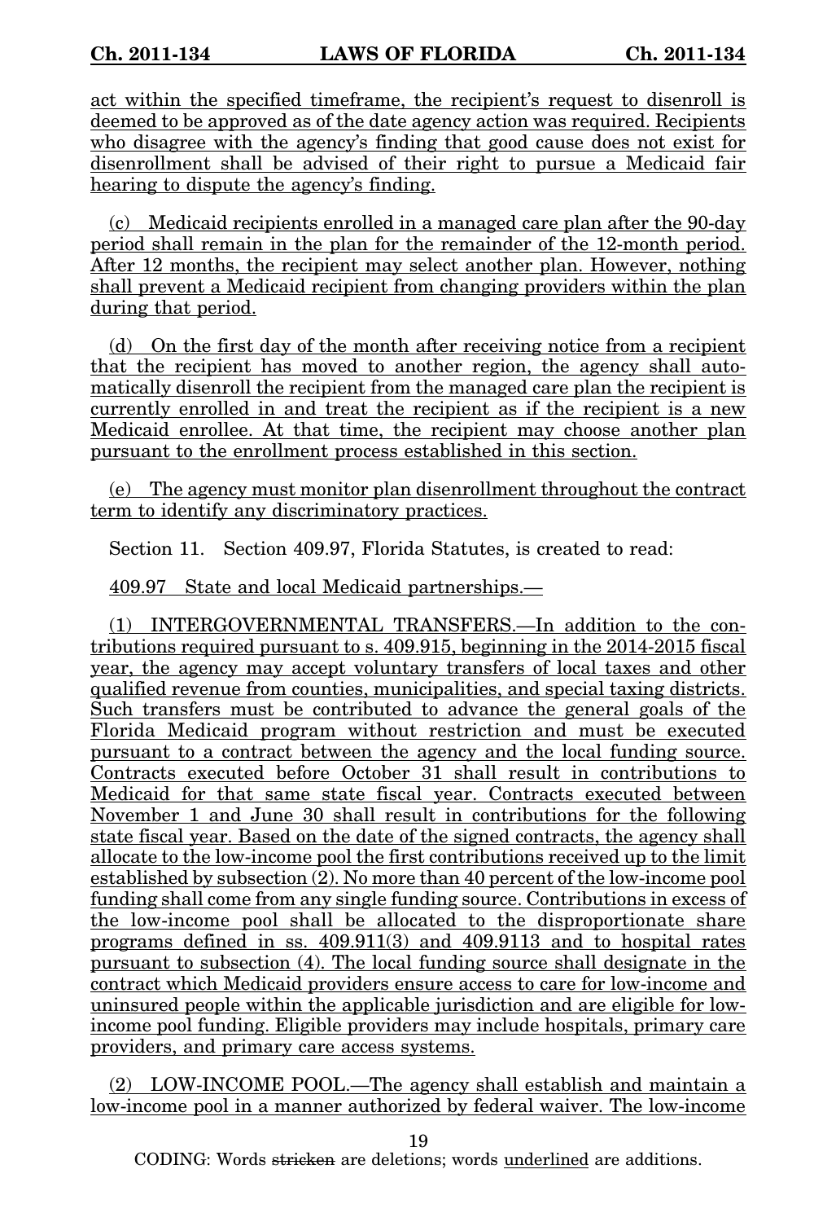act within the specified timeframe, the recipient's request to disenroll is deemed to be approved as of the date agency action was required. Recipients who disagree with the agency's finding that good cause does not exist for disenrollment shall be advised of their right to pursue a Medicaid fair hearing to dispute the agency's finding.

(c) Medicaid recipients enrolled in a managed care plan after the 90-day period shall remain in the plan for the remainder of the 12-month period. After 12 months, the recipient may select another plan. However, nothing shall prevent a Medicaid recipient from changing providers within the plan during that period.

(d) On the first day of the month after receiving notice from a recipient that the recipient has moved to another region, the agency shall automatically disenroll the recipient from the managed care plan the recipient is currently enrolled in and treat the recipient as if the recipient is a new Medicaid enrollee. At that time, the recipient may choose another plan pursuant to the enrollment process established in this section.

(e) The agency must monitor plan disenrollment throughout the contract term to identify any discriminatory practices.

Section 11. Section 409.97, Florida Statutes, is created to read:

409.97 State and local Medicaid partnerships.—

(1) INTERGOVERNMENTAL TRANSFERS.—In addition to the contributions required pursuant to s. 409.915, beginning in the 2014-2015 fiscal year, the agency may accept voluntary transfers of local taxes and other qualified revenue from counties, municipalities, and special taxing districts. Such transfers must be contributed to advance the general goals of the Florida Medicaid program without restriction and must be executed pursuant to a contract between the agency and the local funding source. Contracts executed before October 31 shall result in contributions to Medicaid for that same state fiscal year. Contracts executed between November 1 and June 30 shall result in contributions for the following state fiscal year. Based on the date of the signed contracts, the agency shall allocate to the low-income pool the first contributions received up to the limit established by subsection (2). No more than 40 percent of the low-income pool funding shall come from any single funding source. Contributions in excess of the low-income pool shall be allocated to the disproportionate share programs defined in ss. 409.911(3) and 409.9113 and to hospital rates pursuant to subsection (4). The local funding source shall designate in the contract which Medicaid providers ensure access to care for low-income and uninsured people within the applicable jurisdiction and are eligible for low-income pool funding. Eligible providers may include hospitals, primary care providers, and primary care access systems.

(2) LOW-INCOME POOL.—The agency shall establish and maintain a low-income pool in a manner authorized by federal waiver. The low-income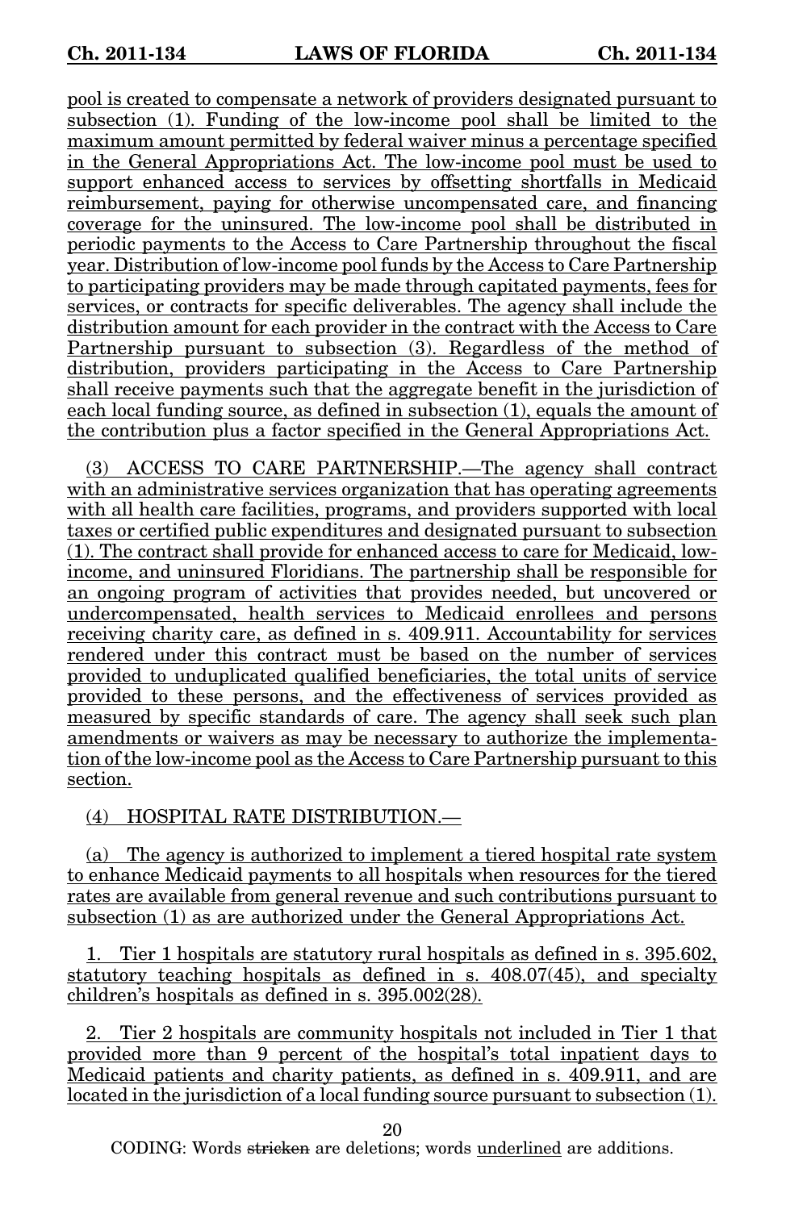pool is created to compensate a network of providers designated pursuant to subsection (1). Funding of the low-income pool shall be limited to the maximum amount permitted by federal waiver minus a percentage specified in the General Appropriations Act. The low-income pool must be used to support enhanced access to services by offsetting shortfalls in Medicaid reimbursement, paying for otherwise uncompensated care, and financing coverage for the uninsured. The low-income pool shall be distributed in periodic payments to the Access to Care Partnership throughout the fiscal year. Distribution of low-income pool funds by the Access to Care Partnership to participating providers may be made through capitated payments, fees for services, or contracts for specific deliverables. The agency shall include the distribution amount for each provider in the contract with the Access to Care Partnership pursuant to subsection (3). Regardless of the method of distribution, providers participating in the Access to Care Partnership shall receive payments such that the aggregate benefit in the jurisdiction of each local funding source, as defined in subsection (1), equals the amount of the contribution plus a factor specified in the General Appropriations Act.

(3) ACCESS TO CARE PARTNERSHIP.—The agency shall contract with an administrative services organization that has operating agreements with all health care facilities, programs, and providers supported with local taxes or certified public expenditures and designated pursuant to subsection (1). The contract shall provide for enhanced access to care for Medicaid, low-income, and uninsured Floridians. The partnership shall be responsible for an ongoing program of activities that provides needed, but uncovered or undercompensated, health services to Medicaid enrollees and persons receiving charity care, as defined in s. 409.911. Accountability for services rendered under this contract must be based on the number of services provided to unduplicated qualified beneficiaries, the total units of service provided to these persons, and the effectiveness of services provided as measured by specific standards of care. The agency shall seek such plan amendments or waivers as may be necessary to authorize the implementation of the low-income pool as the Access to Care Partnership pursuant to this section.

(4) HOSPITAL RATE DISTRIBUTION.—

(a) The agency is authorized to implement a tiered hospital rate system to enhance Medicaid payments to all hospitals when resources for the tiered rates are available from general revenue and such contributions pursuant to subsection (1) as are authorized under the General Appropriations Act.

1. Tier 1 hospitals are statutory rural hospitals as defined in s. 395.602, statutory teaching hospitals as defined in s. 408.07(45), and specialty children's hospitals as defined in s. 395.002(28).

2. Tier 2 hospitals are community hospitals not included in Tier 1 that provided more than 9 percent of the hospital's total inpatient days to Medicaid patients and charity patients, as defined in s. 409.911, and are located in the jurisdiction of a local funding source pursuant to subsection (1).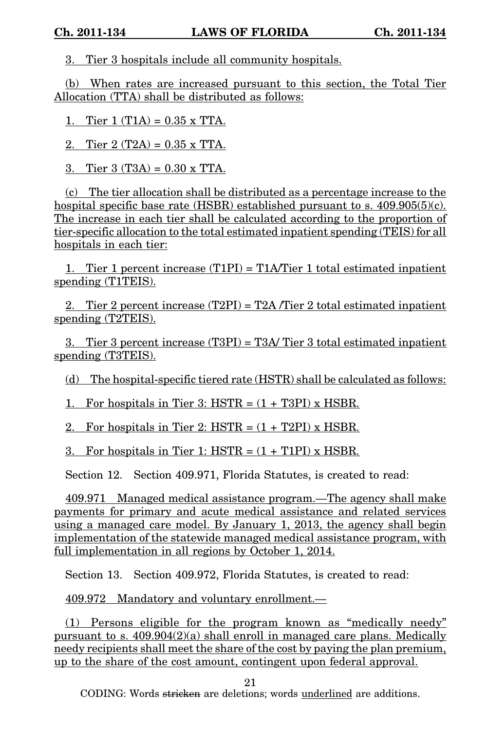3. Tier 3 hospitals include all community hospitals.

(b) When rates are increased pursuant to this section, the Total Tier Allocation (TTA) shall be distributed as follows:

1. Tier 1 (T1A) = 0.35 x TTA.

2. Tier 2 (T2A) = 0.35 x TTA.

3. Tier 3 (T3A) = 0.30 x TTA.

(c) The tier allocation shall be distributed as a percentage increase to the hospital specific base rate (HSBR) established pursuant to s. 409.905(5)(c). The increase in each tier shall be calculated according to the proportion of tier-specific allocation to the total estimated inpatient spending (TEIS) for all hospitals in each tier:

1. Tier 1 percent increase (T1PI) = T1A/Tier 1 total estimated inpatient spending (T1TEIS).

2. Tier 2 percent increase (T2PI) = T2A /Tier 2 total estimated inpatient spending (T2TEIS).

3. Tier 3 percent increase (T3PI) = T3A/ Tier 3 total estimated inpatient spending (T3TEIS).

(d) The hospital-specific tiered rate (HSTR) shall be calculated as follows:

1. For hospitals in Tier 3: HSTR = (1 + T3PI) x HSBR.

2. For hospitals in Tier 2: HSTR = (1 + T2PI) x HSBR.

3. For hospitals in Tier 1: HSTR = (1 + T1PI) x HSBR.

Section 12. Section 409.971, Florida Statutes, is created to read:

409.971 Managed medical assistance program.—The agency shall make payments for primary and acute medical assistance and related services using a managed care model. By January 1, 2013, the agency shall begin implementation of the statewide managed medical assistance program, with full implementation in all regions by October 1, 2014.

Section 13. Section 409.972, Florida Statutes, is created to read:

409.972 Mandatory and voluntary enrollment.—

(1) Persons eligible for the program known as "medically needy" pursuant to s. 409.904(2)(a) shall enroll in managed care plans. Medically needy recipients shall meet the share of the cost by paying the plan premium, up to the share of the cost amount, contingent upon federal approval.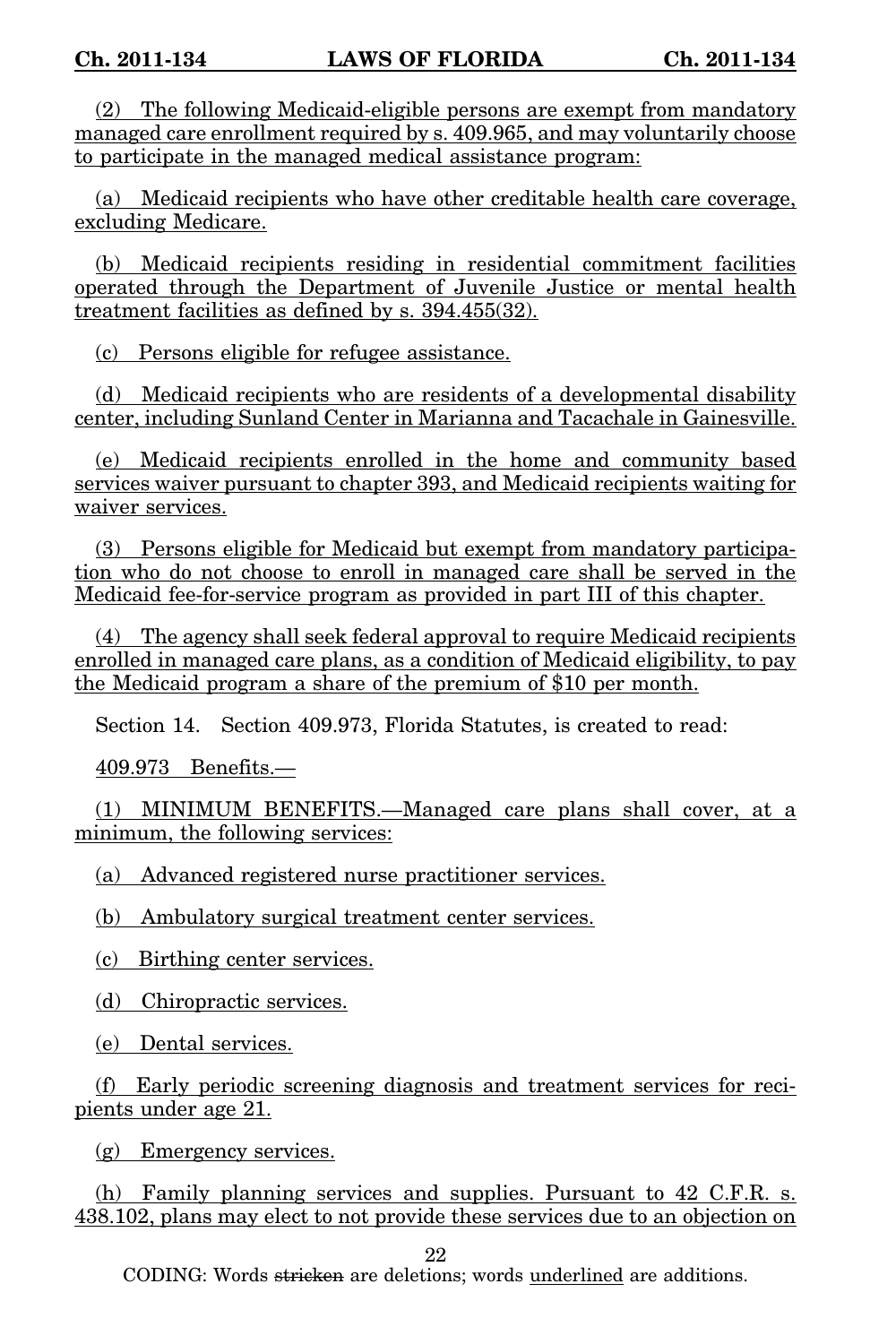(2) The following Medicaid-eligible persons are exempt from mandatory managed care enrollment required by s. 409.965, and may voluntarily choose to participate in the managed medical assistance program:

(a) Medicaid recipients who have other creditable health care coverage, excluding Medicare.

(b) Medicaid recipients residing in residential commitment facilities operated through the Department of Juvenile Justice or mental health treatment facilities as defined by s. 394.455(32).

(c) Persons eligible for refugee assistance.

(d) Medicaid recipients who are residents of a developmental disability center, including Sunland Center in Marianna and Tacachale in Gainesville.

(e) Medicaid recipients enrolled in the home and community based services waiver pursuant to chapter 393, and Medicaid recipients waiting for waiver services.

(3) Persons eligible for Medicaid but exempt from mandatory participation who do not choose to enroll in managed care shall be served in the Medicaid fee-for-service program as provided in part III of this chapter.

(4) The agency shall seek federal approval to require Medicaid recipients enrolled in managed care plans, as a condition of Medicaid eligibility, to pay the Medicaid program a share of the premium of $10 per month.

Section 14. Section 409.973, Florida Statutes, is created to read:

409.973 Benefits.—

(1) MINIMUM BENEFITS.—Managed care plans shall cover, at a minimum, the following services:

(a) Advanced registered nurse practitioner services.

(b) Ambulatory surgical treatment center services.

(c) Birthing center services.

(d) Chiropractic services.

(e) Dental services.

(f) Early periodic screening diagnosis and treatment services for recipients under age 21.

(g) Emergency services.

(h) Family planning services and supplies. Pursuant to 42 C.F.R. s. 438.102, plans may elect to not provide these services due to an objection on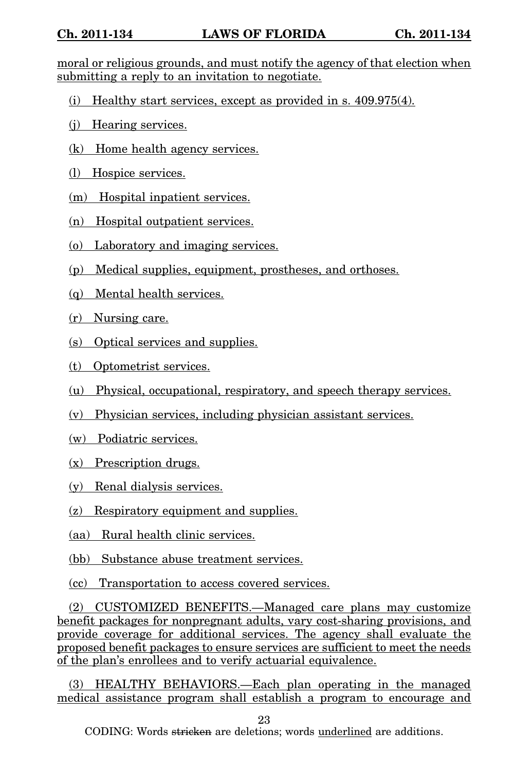moral or religious grounds, and must notify the agency of that election when submitting a reply to an invitation to negotiate.

(i) Healthy start services, except as provided in s. 409.975(4).

(j) Hearing services.

(k) Home health agency services.

(l) Hospice services.

(m) Hospital inpatient services.

(n) Hospital outpatient services.

(o) Laboratory and imaging services.

(p) Medical supplies, equipment, prostheses, and orthoses.

(q) Mental health services.

(r) Nursing care.

(s) Optical services and supplies.

(t) Optometrist services.

(u) Physical, occupational, respiratory, and speech therapy services.

(v) Physician services, including physician assistant services.

(w) Podiatric services.

(x) Prescription drugs.

(y) Renal dialysis services.

(z) Respiratory equipment and supplies.

(aa) Rural health clinic services.

(bb) Substance abuse treatment services.

(cc) Transportation to access covered services.

(2) CUSTOMIZED BENEFITS.—Managed care plans may customize benefit packages for nonpregnant adults, vary cost-sharing provisions, and provide coverage for additional services. The agency shall evaluate the proposed benefit packages to ensure services are sufficient to meet the needs of the plan's enrollees and to verify actuarial equivalence.

(3) HEALTHY BEHAVIORS.—Each plan operating in the managed medical assistance program shall establish a program to encourage and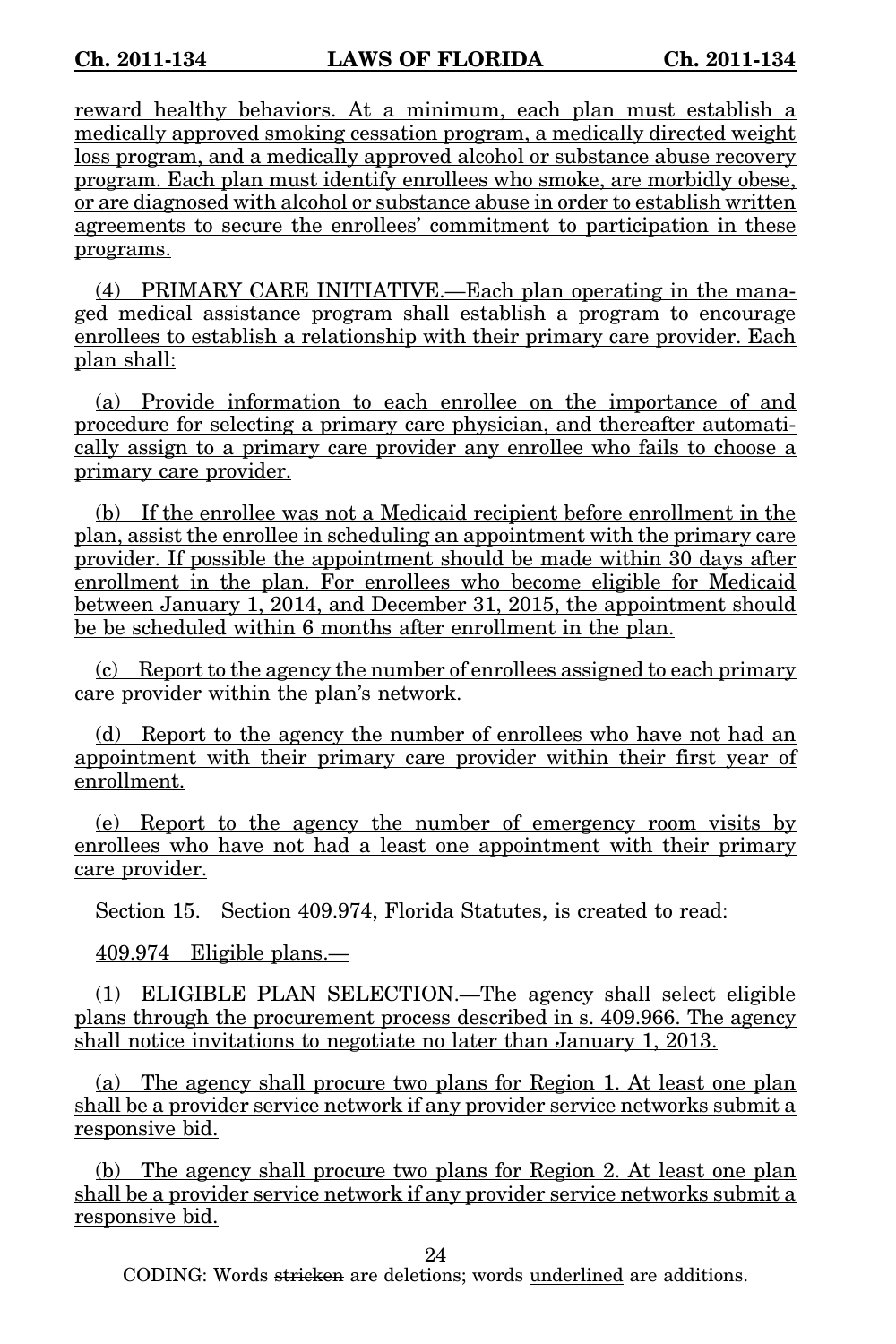reward healthy behaviors. At a minimum, each plan must establish a medically approved smoking cessation program, a medically directed weight loss program, and a medically approved alcohol or substance abuse recovery program. Each plan must identify enrollees who smoke, are morbidly obese, or are diagnosed with alcohol or substance abuse in order to establish written agreements to secure the enrollees' commitment to participation in these programs.

(4) PRIMARY CARE INITIATIVE.—Each plan operating in the managed medical assistance program shall establish a program to encourage enrollees to establish a relationship with their primary care provider. Each plan shall:

(a) Provide information to each enrollee on the importance of and procedure for selecting a primary care physician, and thereafter automatically assign to a primary care provider any enrollee who fails to choose a primary care provider.

(b) If the enrollee was not a Medicaid recipient before enrollment in the plan, assist the enrollee in scheduling an appointment with the primary care provider. If possible the appointment should be made within 30 days after enrollment in the plan. For enrollees who become eligible for Medicaid between January 1, 2014, and December 31, 2015, the appointment should be be scheduled within 6 months after enrollment in the plan.

(c) Report to the agency the number of enrollees assigned to each primary care provider within the plan's network.

(d) Report to the agency the number of enrollees who have not had an appointment with their primary care provider within their first year of enrollment.

(e) Report to the agency the number of emergency room visits by enrollees who have not had a least one appointment with their primary care provider.

Section 15. Section 409.974, Florida Statutes, is created to read:

409.974 Eligible plans.—

(1) ELIGIBLE PLAN SELECTION.—The agency shall select eligible plans through the procurement process described in s. 409.966. The agency shall notice invitations to negotiate no later than January 1, 2013.

(a) The agency shall procure two plans for Region 1. At least one plan shall be a provider service network if any provider service networks submit a responsive bid.

(b) The agency shall procure two plans for Region 2. At least one plan shall be a provider service network if any provider service networks submit a responsive bid.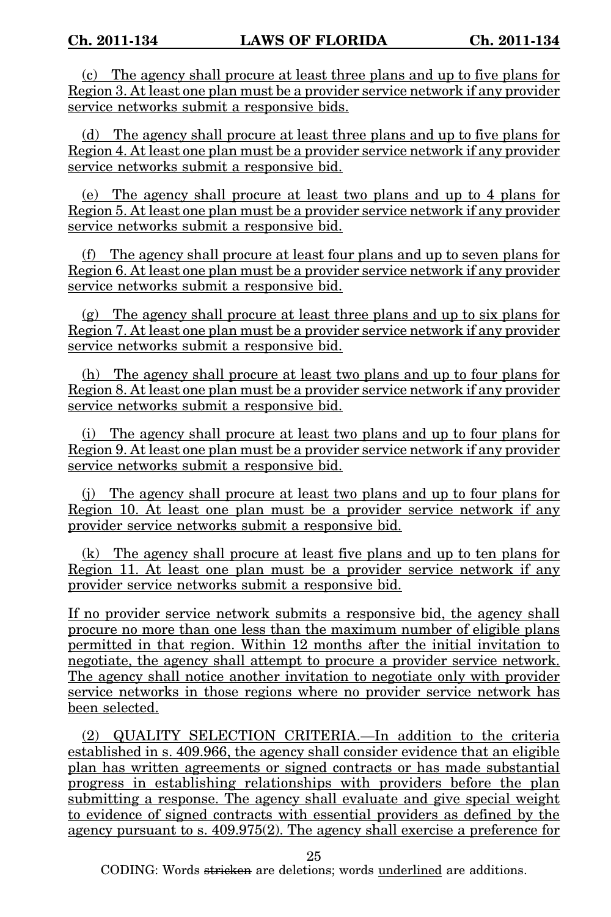(c) The agency shall procure at least three plans and up to five plans for Region 3. At least one plan must be a provider service network if any provider service networks submit a responsive bids.

(d) The agency shall procure at least three plans and up to five plans for Region 4. At least one plan must be a provider service network if any provider service networks submit a responsive bid.

(e) The agency shall procure at least two plans and up to 4 plans for Region 5. At least one plan must be a provider service network if any provider service networks submit a responsive bid.

(f) The agency shall procure at least four plans and up to seven plans for Region 6. At least one plan must be a provider service network if any provider service networks submit a responsive bid.

(g) The agency shall procure at least three plans and up to six plans for Region 7. At least one plan must be a provider service network if any provider service networks submit a responsive bid.

(h) The agency shall procure at least two plans and up to four plans for Region 8. At least one plan must be a provider service network if any provider service networks submit a responsive bid.

(i) The agency shall procure at least two plans and up to four plans for Region 9. At least one plan must be a provider service network if any provider service networks submit a responsive bid.

(j) The agency shall procure at least two plans and up to four plans for Region 10. At least one plan must be a provider service network if any provider service networks submit a responsive bid.

(k) The agency shall procure at least five plans and up to ten plans for Region 11. At least one plan must be a provider service network if any provider service networks submit a responsive bid.

If no provider service network submits a responsive bid, the agency shall procure no more than one less than the maximum number of eligible plans permitted in that region. Within 12 months after the initial invitation to negotiate, the agency shall attempt to procure a provider service network. The agency shall notice another invitation to negotiate only with provider service networks in those regions where no provider service network has been selected.

(2) QUALITY SELECTION CRITERIA.—In addition to the criteria established in s. 409.966, the agency shall consider evidence that an eligible plan has written agreements or signed contracts or has made substantial progress in establishing relationships with providers before the plan submitting a response. The agency shall evaluate and give special weight to evidence of signed contracts with essential providers as defined by the agency pursuant to s. 409.975(2). The agency shall exercise a preference for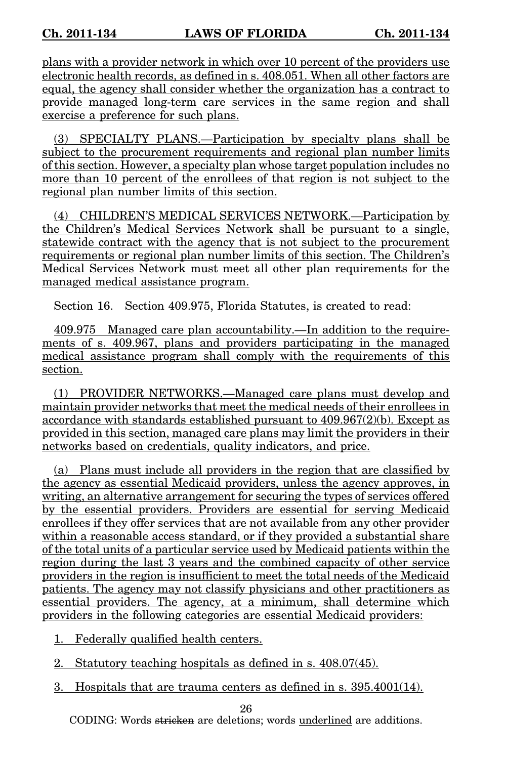plans with a provider network in which over 10 percent of the providers use electronic health records, as defined in s. 408.051. When all other factors are equal, the agency shall consider whether the organization has a contract to provide managed long-term care services in the same region and shall exercise a preference for such plans.

(3) SPECIALTY PLANS.—Participation by specialty plans shall be subject to the procurement requirements and regional plan number limits of this section. However, a specialty plan whose target population includes no more than 10 percent of the enrollees of that region is not subject to the regional plan number limits of this section.

(4) CHILDREN'S MEDICAL SERVICES NETWORK.—Participation by the Children's Medical Services Network shall be pursuant to a single, statewide contract with the agency that is not subject to the procurement requirements or regional plan number limits of this section. The Children's Medical Services Network must meet all other plan requirements for the managed medical assistance program.

Section 16. Section 409.975, Florida Statutes, is created to read:

409.975 Managed care plan accountability.—In addition to the requirements of s. 409.967, plans and providers participating in the managed medical assistance program shall comply with the requirements of this section.

(1) PROVIDER NETWORKS.—Managed care plans must develop and maintain provider networks that meet the medical needs of their enrollees in accordance with standards established pursuant to 409.967(2)(b). Except as provided in this section, managed care plans may limit the providers in their networks based on credentials, quality indicators, and price.

(a) Plans must include all providers in the region that are classified by the agency as essential Medicaid providers, unless the agency approves, in writing, an alternative arrangement for securing the types of services offered by the essential providers. Providers are essential for serving Medicaid enrollees if they offer services that are not available from any other provider within a reasonable access standard, or if they provided a substantial share of the total units of a particular service used by Medicaid patients within the region during the last 3 years and the combined capacity of other service providers in the region is insufficient to meet the total needs of the Medicaid patients. The agency may not classify physicians and other practitioners as essential providers. The agency, at a minimum, shall determine which providers in the following categories are essential Medicaid providers:

1. Federally qualified health centers.

2. Statutory teaching hospitals as defined in s. 408.07(45).

3. Hospitals that are trauma centers as defined in s. 395.4001(14).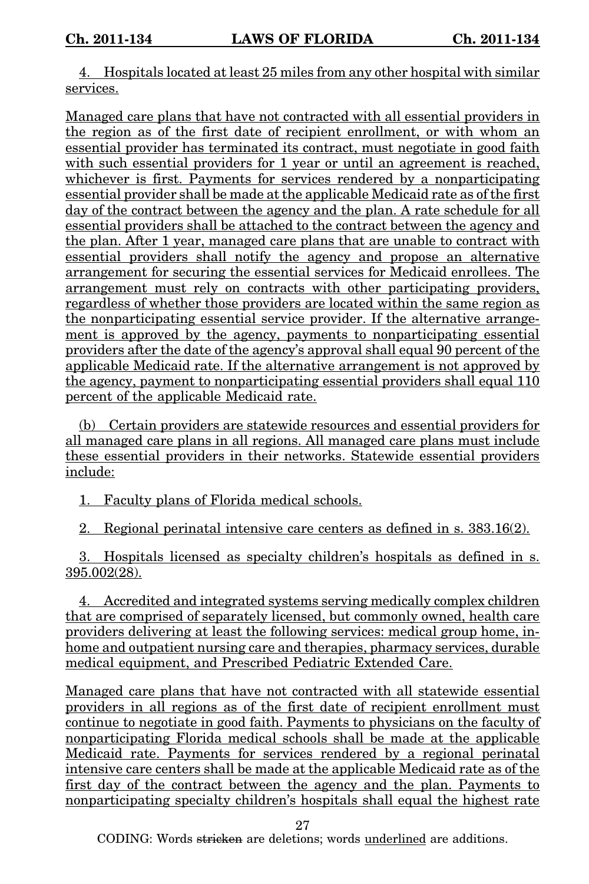4. Hospitals located at least 25 miles from any other hospital with similar services.

Managed care plans that have not contracted with all essential providers in the region as of the first date of recipient enrollment, or with whom an essential provider has terminated its contract, must negotiate in good faith with such essential providers for 1 year or until an agreement is reached, whichever is first. Payments for services rendered by a nonparticipating essential provider shall be made at the applicable Medicaid rate as of the first day of the contract between the agency and the plan. A rate schedule for all essential providers shall be attached to the contract between the agency and the plan. After 1 year, managed care plans that are unable to contract with essential providers shall notify the agency and propose an alternative arrangement for securing the essential services for Medicaid enrollees. The arrangement must rely on contracts with other participating providers, regardless of whether those providers are located within the same region as the nonparticipating essential service provider. If the alternative arrangement is approved by the agency, payments to nonparticipating essential providers after the date of the agency's approval shall equal 90 percent of the applicable Medicaid rate. If the alternative arrangement is not approved by the agency, payment to nonparticipating essential providers shall equal 110 percent of the applicable Medicaid rate.

(b) Certain providers are statewide resources and essential providers for all managed care plans in all regions. All managed care plans must include these essential providers in their networks. Statewide essential providers include:

1. Faculty plans of Florida medical schools.

2. Regional perinatal intensive care centers as defined in s. 383.16(2).

3. Hospitals licensed as specialty children's hospitals as defined in s. 395.002(28).

4. Accredited and integrated systems serving medically complex children that are comprised of separately licensed, but commonly owned, health care providers delivering at least the following services: medical group home, in-home and outpatient nursing care and therapies, pharmacy services, durable medical equipment, and Prescribed Pediatric Extended Care.

Managed care plans that have not contracted with all statewide essential providers in all regions as of the first date of recipient enrollment must continue to negotiate in good faith. Payments to physicians on the faculty of nonparticipating Florida medical schools shall be made at the applicable Medicaid rate. Payments for services rendered by a regional perinatal intensive care centers shall be made at the applicable Medicaid rate as of the first day of the contract between the agency and the plan. Payments to nonparticipating specialty children's hospitals shall equal the highest rate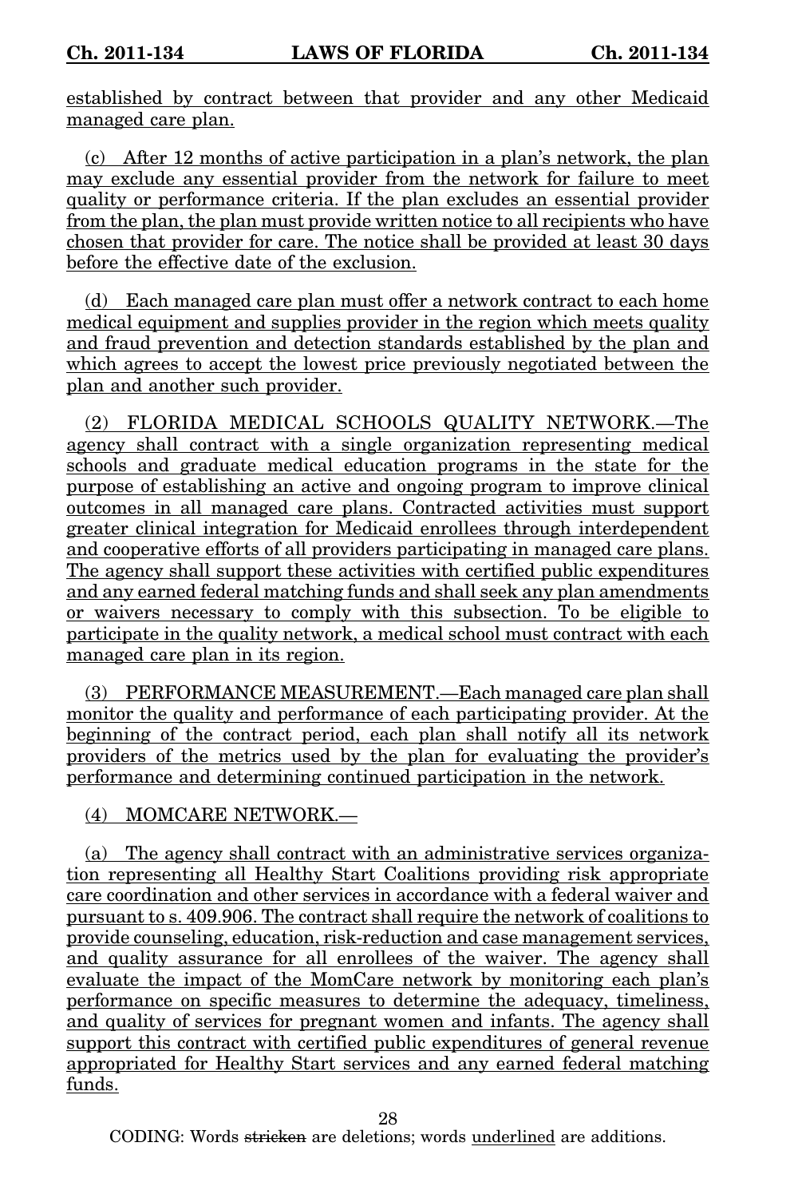established by contract between that provider and any other Medicaid managed care plan.

(c) After 12 months of active participation in a plan's network, the plan may exclude any essential provider from the network for failure to meet quality or performance criteria. If the plan excludes an essential provider from the plan, the plan must provide written notice to all recipients who have chosen that provider for care. The notice shall be provided at least 30 days before the effective date of the exclusion.

(d) Each managed care plan must offer a network contract to each home medical equipment and supplies provider in the region which meets quality and fraud prevention and detection standards established by the plan and which agrees to accept the lowest price previously negotiated between the plan and another such provider.

(2) FLORIDA MEDICAL SCHOOLS QUALITY NETWORK.—The agency shall contract with a single organization representing medical schools and graduate medical education programs in the state for the purpose of establishing an active and ongoing program to improve clinical outcomes in all managed care plans. Contracted activities must support greater clinical integration for Medicaid enrollees through interdependent and cooperative efforts of all providers participating in managed care plans. The agency shall support these activities with certified public expenditures and any earned federal matching funds and shall seek any plan amendments or waivers necessary to comply with this subsection. To be eligible to participate in the quality network, a medical school must contract with each managed care plan in its region.

(3) PERFORMANCE MEASUREMENT.—Each managed care plan shall monitor the quality and performance of each participating provider. At the beginning of the contract period, each plan shall notify all its network providers of the metrics used by the plan for evaluating the provider's performance and determining continued participation in the network.

(4) MOMCARE NETWORK.—

(a) The agency shall contract with an administrative services organization representing all Healthy Start Coalitions providing risk appropriate care coordination and other services in accordance with a federal waiver and pursuant to s. 409.906. The contract shall require the network of coalitions to provide counseling, education, risk-reduction and case management services, and quality assurance for all enrollees of the waiver. The agency shall evaluate the impact of the MomCare network by monitoring each plan's performance on specific measures to determine the adequacy, timeliness, and quality of services for pregnant women and infants. The agency shall support this contract with certified public expenditures of general revenue appropriated for Healthy Start services and any earned federal matching funds.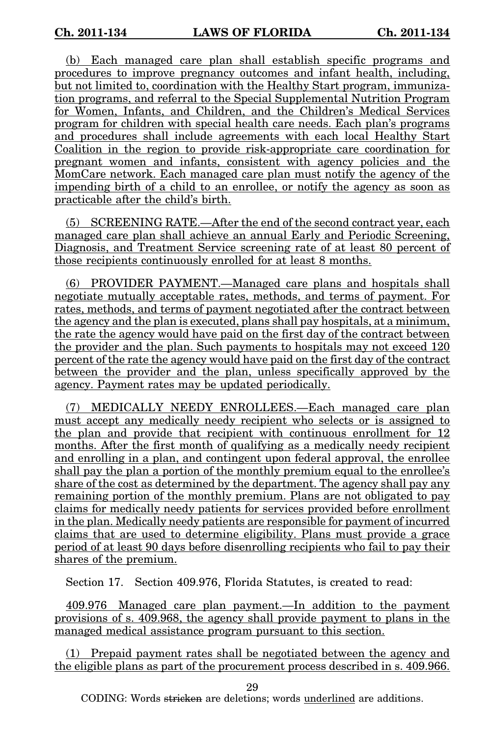(b) Each managed care plan shall establish specific programs and procedures to improve pregnancy outcomes and infant health, including, but not limited to, coordination with the Healthy Start program, immunization programs, and referral to the Special Supplemental Nutrition Program for Women, Infants, and Children, and the Children's Medical Services program for children with special health care needs. Each plan's programs and procedures shall include agreements with each local Healthy Start Coalition in the region to provide risk-appropriate care coordination for pregnant women and infants, consistent with agency policies and the MomCare network. Each managed care plan must notify the agency of the impending birth of a child to an enrollee, or notify the agency as soon as practicable after the child's birth.

(5) SCREENING RATE.—After the end of the second contract year, each managed care plan shall achieve an annual Early and Periodic Screening, Diagnosis, and Treatment Service screening rate of at least 80 percent of those recipients continuously enrolled for at least 8 months.

(6) PROVIDER PAYMENT.—Managed care plans and hospitals shall negotiate mutually acceptable rates, methods, and terms of payment. For rates, methods, and terms of payment negotiated after the contract between the agency and the plan is executed, plans shall pay hospitals, at a minimum, the rate the agency would have paid on the first day of the contract between the provider and the plan. Such payments to hospitals may not exceed 120 percent of the rate the agency would have paid on the first day of the contract between the provider and the plan, unless specifically approved by the agency. Payment rates may be updated periodically.

(7) MEDICALLY NEEDY ENROLLEES.—Each managed care plan must accept any medically needy recipient who selects or is assigned to the plan and provide that recipient with continuous enrollment for 12 months. After the first month of qualifying as a medically needy recipient and enrolling in a plan, and contingent upon federal approval, the enrollee shall pay the plan a portion of the monthly premium equal to the enrollee's share of the cost as determined by the department. The agency shall pay any remaining portion of the monthly premium. Plans are not obligated to pay claims for medically needy patients for services provided before enrollment in the plan. Medically needy patients are responsible for payment of incurred claims that are used to determine eligibility. Plans must provide a grace period of at least 90 days before disenrolling recipients who fail to pay their shares of the premium.

Section 17. Section 409.976, Florida Statutes, is created to read:

409.976 Managed care plan payment.—In addition to the payment provisions of s. 409.968, the agency shall provide payment to plans in the managed medical assistance program pursuant to this section.

(1) Prepaid payment rates shall be negotiated between the agency and the eligible plans as part of the procurement process described in s. 409.966.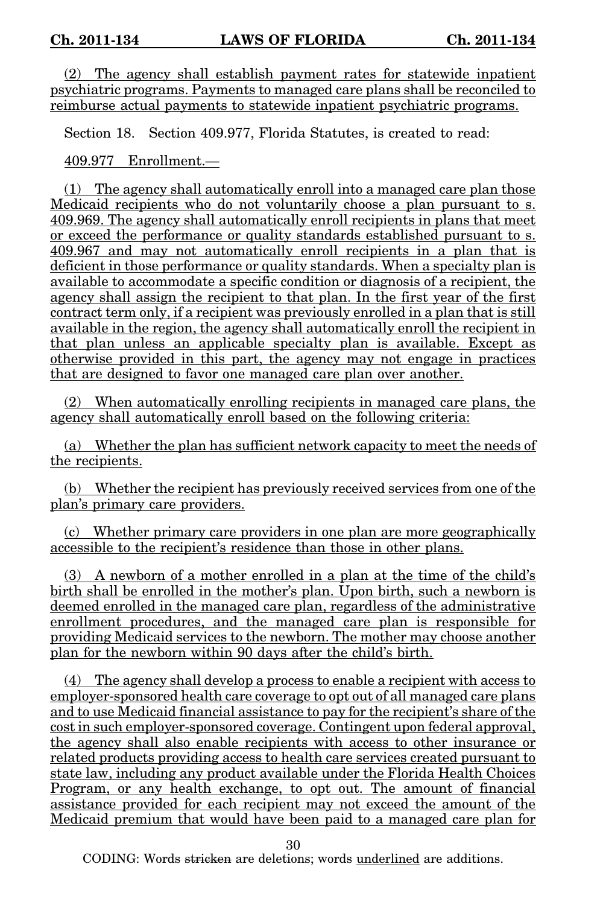(2) The agency shall establish payment rates for statewide inpatient psychiatric programs. Payments to managed care plans shall be reconciled to reimburse actual payments to statewide inpatient psychiatric programs.

Section 18. Section 409.977, Florida Statutes, is created to read:

409.977 Enrollment.—

(1) The agency shall automatically enroll into a managed care plan those Medicaid recipients who do not voluntarily choose a plan pursuant to s. 409.969. The agency shall automatically enroll recipients in plans that meet or exceed the performance or quality standards established pursuant to s. 409.967 and may not automatically enroll recipients in a plan that is deficient in those performance or quality standards. When a specialty plan is available to accommodate a specific condition or diagnosis of a recipient, the agency shall assign the recipient to that plan. In the first year of the first contract term only, if a recipient was previously enrolled in a plan that is still available in the region, the agency shall automatically enroll the recipient in that plan unless an applicable specialty plan is available. Except as otherwise provided in this part, the agency may not engage in practices that are designed to favor one managed care plan over another.

(2) When automatically enrolling recipients in managed care plans, the agency shall automatically enroll based on the following criteria:

(a) Whether the plan has sufficient network capacity to meet the needs of the recipients.

(b) Whether the recipient has previously received services from one of the plan's primary care providers.

(c) Whether primary care providers in one plan are more geographically accessible to the recipient's residence than those in other plans.

(3) A newborn of a mother enrolled in a plan at the time of the child's birth shall be enrolled in the mother's plan. Upon birth, such a newborn is deemed enrolled in the managed care plan, regardless of the administrative enrollment procedures, and the managed care plan is responsible for providing Medicaid services to the newborn. The mother may choose another plan for the newborn within 90 days after the child's birth.

(4) The agency shall develop a process to enable a recipient with access to employer-sponsored health care coverage to opt out of all managed care plans and to use Medicaid financial assistance to pay for the recipient's share of the cost in such employer-sponsored coverage. Contingent upon federal approval, the agency shall also enable recipients with access to other insurance or related products providing access to health care services created pursuant to state law, including any product available under the Florida Health Choices Program, or any health exchange, to opt out. The amount of financial assistance provided for each recipient may not exceed the amount of the Medicaid premium that would have been paid to a managed care plan for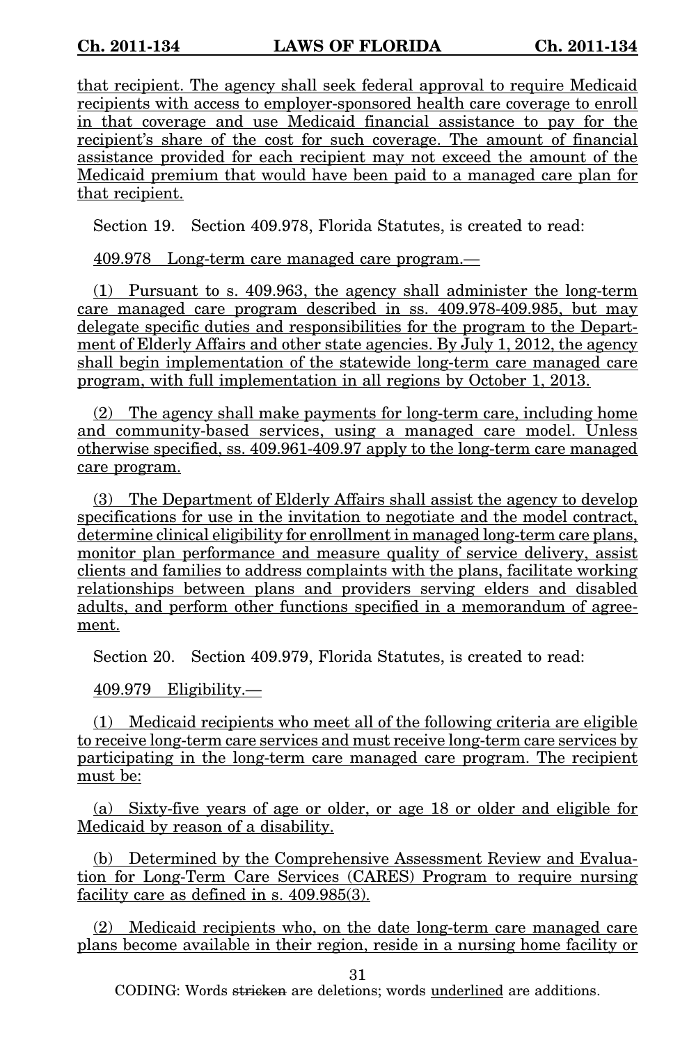that recipient. The agency shall seek federal approval to require Medicaid recipients with access to employer-sponsored health care coverage to enroll in that coverage and use Medicaid financial assistance to pay for the recipient's share of the cost for such coverage. The amount of financial assistance provided for each recipient may not exceed the amount of the Medicaid premium that would have been paid to a managed care plan for that recipient.

Section 19. Section 409.978, Florida Statutes, is created to read:

409.978 Long-term care managed care program.—

(1) Pursuant to s. 409.963, the agency shall administer the long-term care managed care program described in ss. 409.978-409.985, but may delegate specific duties and responsibilities for the program to the Department of Elderly Affairs and other state agencies. By July 1, 2012, the agency shall begin implementation of the statewide long-term care managed care program, with full implementation in all regions by October 1, 2013.

(2) The agency shall make payments for long-term care, including home and community-based services, using a managed care model. Unless otherwise specified, ss. 409.961-409.97 apply to the long-term care managed care program.

(3) The Department of Elderly Affairs shall assist the agency to develop specifications for use in the invitation to negotiate and the model contract, determine clinical eligibility for enrollment in managed long-term care plans, monitor plan performance and measure quality of service delivery, assist clients and families to address complaints with the plans, facilitate working relationships between plans and providers serving elders and disabled adults, and perform other functions specified in a memorandum of agreement.

Section 20. Section 409.979, Florida Statutes, is created to read:

409.979 Eligibility.—

(1) Medicaid recipients who meet all of the following criteria are eligible to receive long-term care services and must receive long-term care services by participating in the long-term care managed care program. The recipient must be:

(a) Sixty-five years of age or older, or age 18 or older and eligible for Medicaid by reason of a disability.

(b) Determined by the Comprehensive Assessment Review and Evaluation for Long-Term Care Services (CARES) Program to require nursing facility care as defined in s. 409.985(3).

(2) Medicaid recipients who, on the date long-term care managed care plans become available in their region, reside in a nursing home facility or

CODING: Words stricken are deletions; words underlined are additions.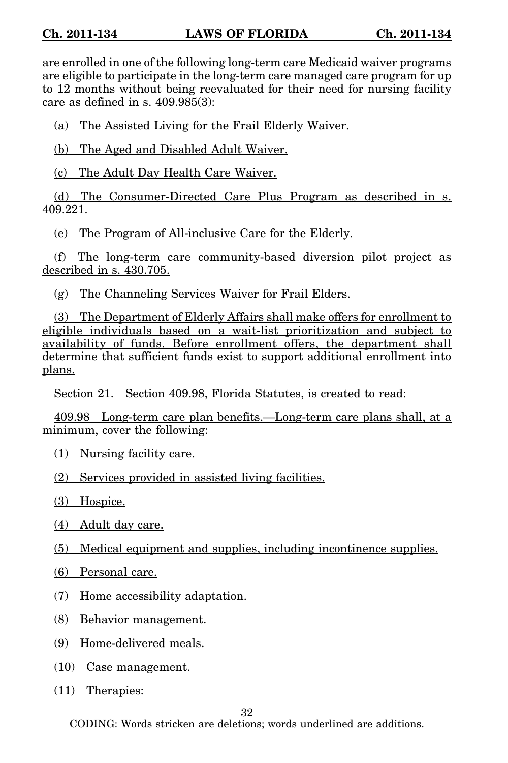are enrolled in one of the following long-term care Medicaid waiver programs are eligible to participate in the long-term care managed care program for up to 12 months without being reevaluated for their need for nursing facility care as defined in s. 409.985(3):

(a) The Assisted Living for the Frail Elderly Waiver.

(b) The Aged and Disabled Adult Waiver.

(c) The Adult Day Health Care Waiver.

(d) The Consumer-Directed Care Plus Program as described in s. 409.221.

(e) The Program of All-inclusive Care for the Elderly.

(f) The long-term care community-based diversion pilot project as described in s. 430.705.

(g) The Channeling Services Waiver for Frail Elders.

(3) The Department of Elderly Affairs shall make offers for enrollment to eligible individuals based on a wait-list prioritization and subject to availability of funds. Before enrollment offers, the department shall determine that sufficient funds exist to support additional enrollment into plans.

Section 21. Section 409.98, Florida Statutes, is created to read:

409.98 Long-term care plan benefits.—Long-term care plans shall, at a minimum, cover the following:

(1) Nursing facility care.

(2) Services provided in assisted living facilities.

(3) Hospice.

(4) Adult day care.

(5) Medical equipment and supplies, including incontinence supplies.

(6) Personal care.

(7) Home accessibility adaptation.

(8) Behavior management.

(9) Home-delivered meals.

(10) Case management.

(11) Therapies:

CODING: Words stricken are deletions; words underlined are additions.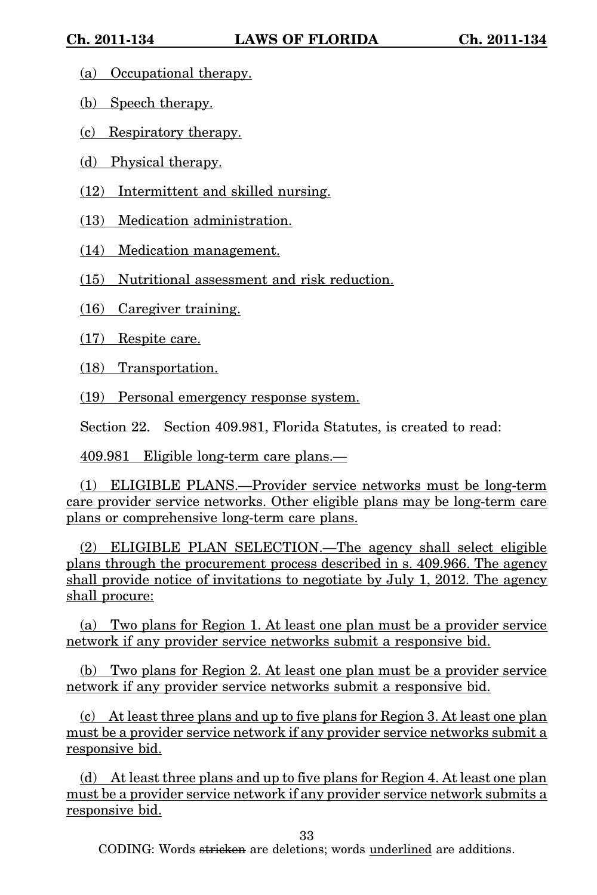(a) Occupational therapy.

(b) Speech therapy.

(c) Respiratory therapy.

(d) Physical therapy.

(12) Intermittent and skilled nursing.

(13) Medication administration.

(14) Medication management.

(15) Nutritional assessment and risk reduction.

(16) Caregiver training.

(17) Respite care.

(18) Transportation.

(19) Personal emergency response system.

Section 22. Section 409.981, Florida Statutes, is created to read:

409.981 Eligible long-term care plans.—

(1) ELIGIBLE PLANS.—Provider service networks must be long-term care provider service networks. Other eligible plans may be long-term care plans or comprehensive long-term care plans.

(2) ELIGIBLE PLAN SELECTION.—The agency shall select eligible plans through the procurement process described in s. 409.966. The agency shall provide notice of invitations to negotiate by July 1, 2012. The agency shall procure:

(a) Two plans for Region 1. At least one plan must be a provider service network if any provider service networks submit a responsive bid.

(b) Two plans for Region 2. At least one plan must be a provider service network if any provider service networks submit a responsive bid.

(c) At least three plans and up to five plans for Region 3. At least one plan must be a provider service network if any provider service networks submit a responsive bid.

(d) At least three plans and up to five plans for Region 4. At least one plan must be a provider service network if any provider service network submits a responsive bid.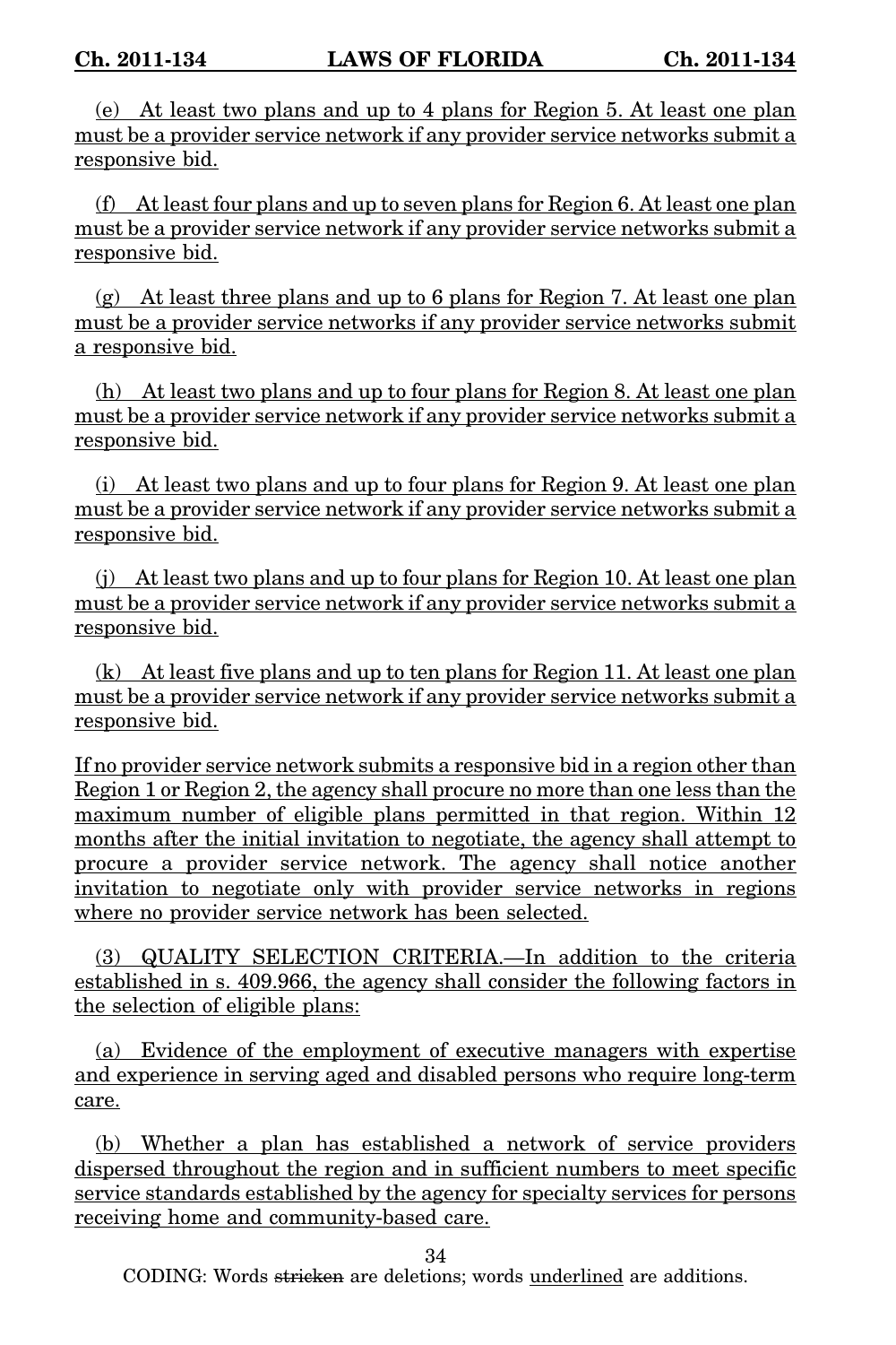(e) At least two plans and up to 4 plans for Region 5. At least one plan must be a provider service network if any provider service networks submit a responsive bid.

(f) At least four plans and up to seven plans for Region 6. At least one plan must be a provider service network if any provider service networks submit a responsive bid.

(g) At least three plans and up to 6 plans for Region 7. At least one plan must be a provider service networks if any provider service networks submit a responsive bid.

(h) At least two plans and up to four plans for Region 8. At least one plan must be a provider service network if any provider service networks submit a responsive bid.

(i) At least two plans and up to four plans for Region 9. At least one plan must be a provider service network if any provider service networks submit a responsive bid.

(j) At least two plans and up to four plans for Region 10. At least one plan must be a provider service network if any provider service networks submit a responsive bid.

(k) At least five plans and up to ten plans for Region 11. At least one plan must be a provider service network if any provider service networks submit a responsive bid.

If no provider service network submits a responsive bid in a region other than Region 1 or Region 2, the agency shall procure no more than one less than the maximum number of eligible plans permitted in that region. Within 12 months after the initial invitation to negotiate, the agency shall attempt to procure a provider service network. The agency shall notice another invitation to negotiate only with provider service networks in regions where no provider service network has been selected.

(3) QUALITY SELECTION CRITERIA.—In addition to the criteria established in s. 409.966, the agency shall consider the following factors in the selection of eligible plans:

(a) Evidence of the employment of executive managers with expertise and experience in serving aged and disabled persons who require long-term care.

(b) Whether a plan has established a network of service providers dispersed throughout the region and in sufficient numbers to meet specific service standards established by the agency for specialty services for persons receiving home and community-based care.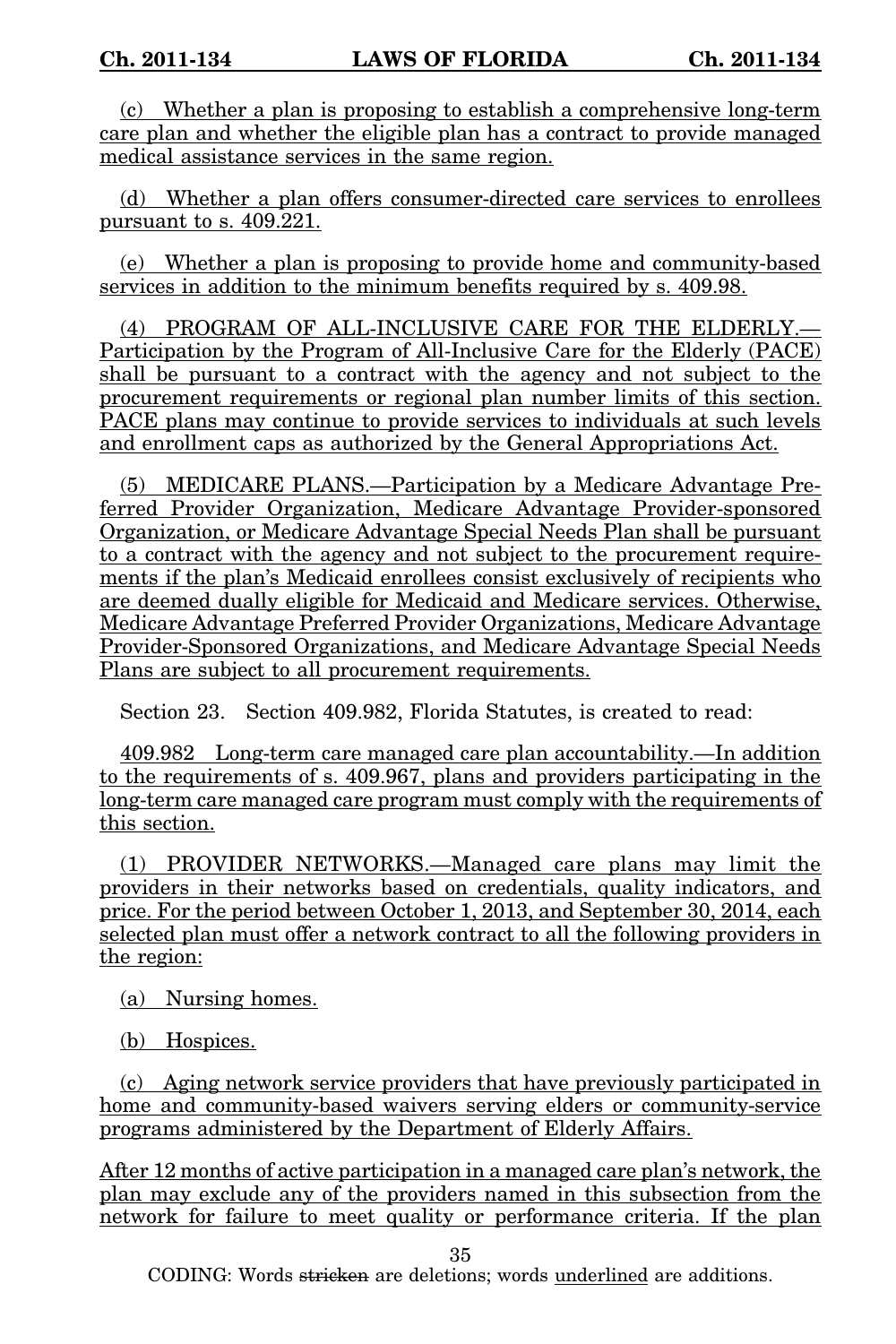(c) Whether a plan is proposing to establish a comprehensive long-term care plan and whether the eligible plan has a contract to provide managed medical assistance services in the same region.

(d) Whether a plan offers consumer-directed care services to enrollees pursuant to s. 409.221.

(e) Whether a plan is proposing to provide home and community-based services in addition to the minimum benefits required by s. 409.98.

(4) PROGRAM OF ALL-INCLUSIVE CARE FOR THE ELDERLY.—Participation by the Program of All-Inclusive Care for the Elderly (PACE) shall be pursuant to a contract with the agency and not subject to the procurement requirements or regional plan number limits of this section. PACE plans may continue to provide services to individuals at such levels and enrollment caps as authorized by the General Appropriations Act.

(5) MEDICARE PLANS.—Participation by a Medicare Advantage Preferred Provider Organization, Medicare Advantage Provider-sponsored Organization, or Medicare Advantage Special Needs Plan shall be pursuant to a contract with the agency and not subject to the procurement requirements if the plan's Medicaid enrollees consist exclusively of recipients who are deemed dually eligible for Medicaid and Medicare services. Otherwise, Medicare Advantage Preferred Provider Organizations, Medicare Advantage Provider-Sponsored Organizations, and Medicare Advantage Special Needs Plans are subject to all procurement requirements.

Section 23. Section 409.982, Florida Statutes, is created to read:

409.982 Long-term care managed care plan accountability.—In addition to the requirements of s. 409.967, plans and providers participating in the long-term care managed care program must comply with the requirements of this section.

(1) PROVIDER NETWORKS.—Managed care plans may limit the providers in their networks based on credentials, quality indicators, and price. For the period between October 1, 2013, and September 30, 2014, each selected plan must offer a network contract to all the following providers in the region:

(a) Nursing homes.

(b) Hospices.

(c) Aging network service providers that have previously participated in home and community-based waivers serving elders or community-service programs administered by the Department of Elderly Affairs.

After 12 months of active participation in a managed care plan's network, the plan may exclude any of the providers named in this subsection from the network for failure to meet quality or performance criteria. If the plan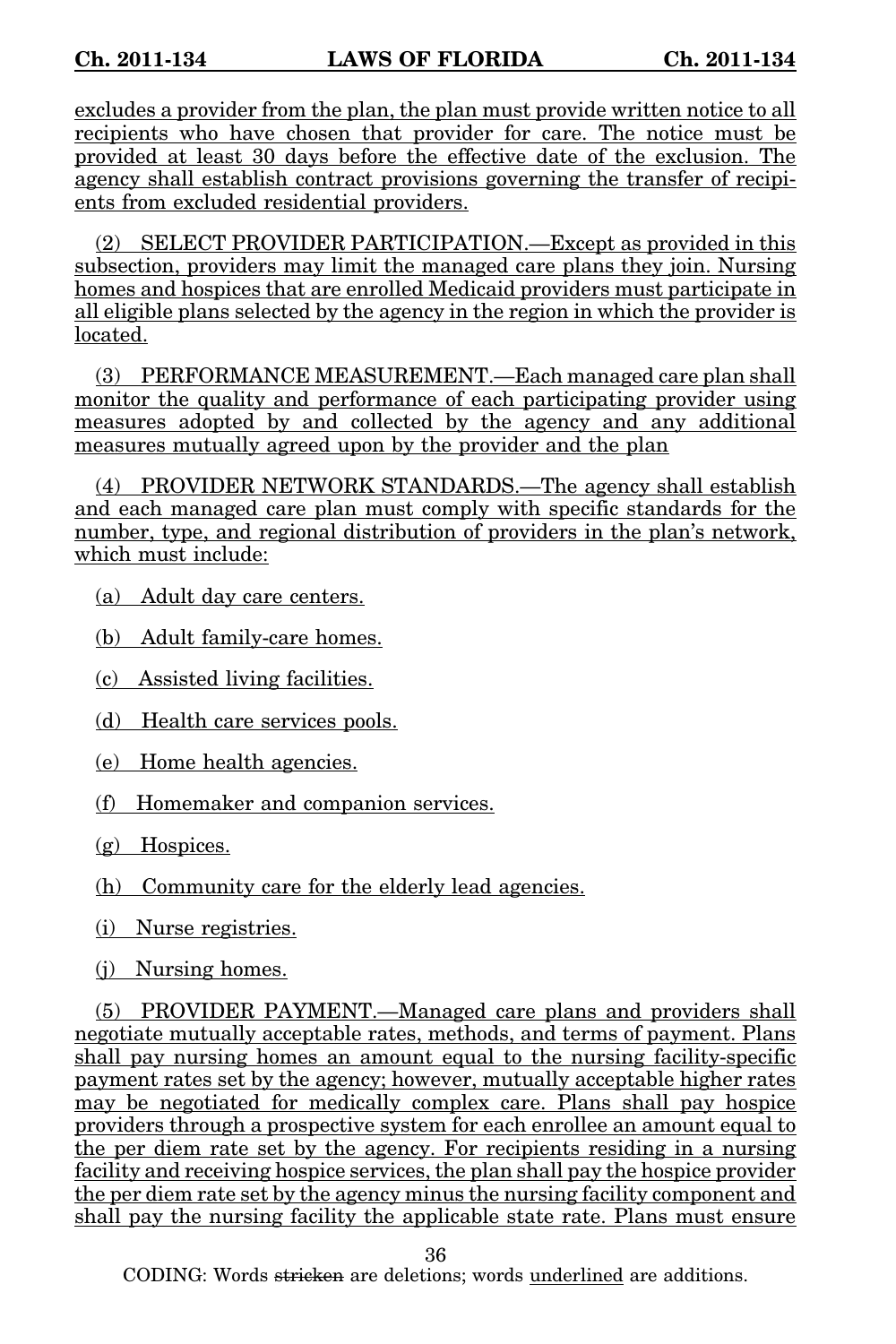excludes a provider from the plan, the plan must provide written notice to all recipients who have chosen that provider for care. The notice must be provided at least 30 days before the effective date of the exclusion. The agency shall establish contract provisions governing the transfer of recipients from excluded residential providers.

(2) SELECT PROVIDER PARTICIPATION.—Except as provided in this subsection, providers may limit the managed care plans they join. Nursing homes and hospices that are enrolled Medicaid providers must participate in all eligible plans selected by the agency in the region in which the provider is located.

(3) PERFORMANCE MEASUREMENT.—Each managed care plan shall monitor the quality and performance of each participating provider using measures adopted by and collected by the agency and any additional measures mutually agreed upon by the provider and the plan

(4) PROVIDER NETWORK STANDARDS.—The agency shall establish and each managed care plan must comply with specific standards for the number, type, and regional distribution of providers in the plan's network, which must include:

(a) Adult day care centers.

(b) Adult family-care homes.

(c) Assisted living facilities.

(d) Health care services pools.

(e) Home health agencies.

(f) Homemaker and companion services.

(g) Hospices.

(h) Community care for the elderly lead agencies.

(i) Nurse registries.

(j) Nursing homes.

(5) PROVIDER PAYMENT.—Managed care plans and providers shall negotiate mutually acceptable rates, methods, and terms of payment. Plans shall pay nursing homes an amount equal to the nursing facility-specific payment rates set by the agency; however, mutually acceptable higher rates may be negotiated for medically complex care. Plans shall pay hospice providers through a prospective system for each enrollee an amount equal to the per diem rate set by the agency. For recipients residing in a nursing facility and receiving hospice services, the plan shall pay the hospice provider the per diem rate set by the agency minus the nursing facility component and shall pay the nursing facility the applicable state rate. Plans must ensure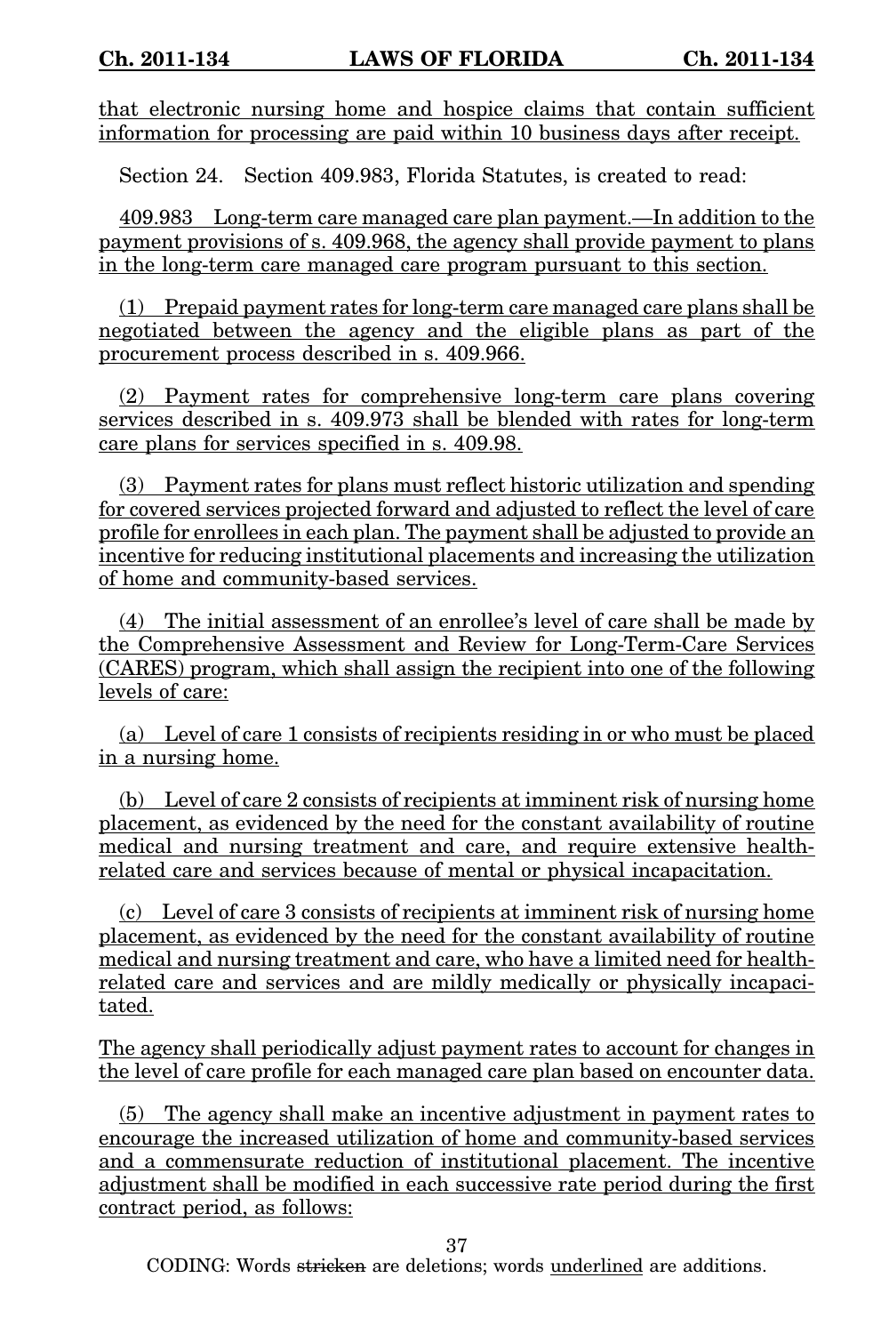that electronic nursing home and hospice claims that contain sufficient information for processing are paid within 10 business days after receipt.

Section 24. Section 409.983, Florida Statutes, is created to read:

409.983 Long-term care managed care plan payment.—In addition to the payment provisions of s. 409.968, the agency shall provide payment to plans in the long-term care managed care program pursuant to this section.

(1) Prepaid payment rates for long-term care managed care plans shall be negotiated between the agency and the eligible plans as part of the procurement process described in s. 409.966.

(2) Payment rates for comprehensive long-term care plans covering services described in s. 409.973 shall be blended with rates for long-term care plans for services specified in s. 409.98.

(3) Payment rates for plans must reflect historic utilization and spending for covered services projected forward and adjusted to reflect the level of care profile for enrollees in each plan. The payment shall be adjusted to provide an incentive for reducing institutional placements and increasing the utilization of home and community-based services.

(4) The initial assessment of an enrollee's level of care shall be made by the Comprehensive Assessment and Review for Long-Term-Care Services (CARES) program, which shall assign the recipient into one of the following levels of care:

(a) Level of care 1 consists of recipients residing in or who must be placed in a nursing home.

(b) Level of care 2 consists of recipients at imminent risk of nursing home placement, as evidenced by the need for the constant availability of routine medical and nursing treatment and care, and require extensive health-related care and services because of mental or physical incapacitation.

(c) Level of care 3 consists of recipients at imminent risk of nursing home placement, as evidenced by the need for the constant availability of routine medical and nursing treatment and care, who have a limited need for health-related care and services and are mildly medically or physically incapacitated.

The agency shall periodically adjust payment rates to account for changes in the level of care profile for each managed care plan based on encounter data.

(5) The agency shall make an incentive adjustment in payment rates to encourage the increased utilization of home and community-based services and a commensurate reduction of institutional placement. The incentive adjustment shall be modified in each successive rate period during the first contract period, as follows:

CODING: Words ~~stricken~~ are deletions; words underlined are additions.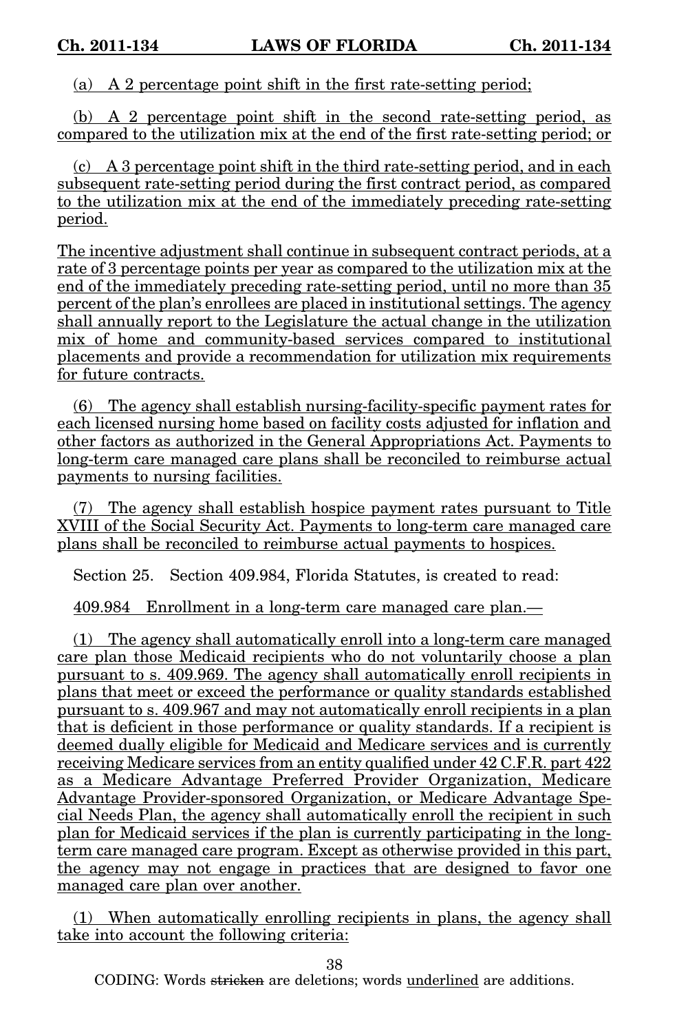(a) A 2 percentage point shift in the first rate-setting period;

(b) A 2 percentage point shift in the second rate-setting period, as compared to the utilization mix at the end of the first rate-setting period; or

(c) A 3 percentage point shift in the third rate-setting period, and in each subsequent rate-setting period during the first contract period, as compared to the utilization mix at the end of the immediately preceding rate-setting period.

The incentive adjustment shall continue in subsequent contract periods, at a rate of 3 percentage points per year as compared to the utilization mix at the end of the immediately preceding rate-setting period, until no more than 35 percent of the plan's enrollees are placed in institutional settings. The agency shall annually report to the Legislature the actual change in the utilization mix of home and community-based services compared to institutional placements and provide a recommendation for utilization mix requirements for future contracts.

(6) The agency shall establish nursing-facility-specific payment rates for each licensed nursing home based on facility costs adjusted for inflation and other factors as authorized in the General Appropriations Act. Payments to long-term care managed care plans shall be reconciled to reimburse actual payments to nursing facilities.

(7) The agency shall establish hospice payment rates pursuant to Title XVIII of the Social Security Act. Payments to long-term care managed care plans shall be reconciled to reimburse actual payments to hospices.

Section 25. Section 409.984, Florida Statutes, is created to read:

409.984 Enrollment in a long-term care managed care plan.—

(1) The agency shall automatically enroll into a long-term care managed care plan those Medicaid recipients who do not voluntarily choose a plan pursuant to s. 409.969. The agency shall automatically enroll recipients in plans that meet or exceed the performance or quality standards established pursuant to s. 409.967 and may not automatically enroll recipients in a plan that is deficient in those performance or quality standards. If a recipient is deemed dually eligible for Medicaid and Medicare services and is currently receiving Medicare services from an entity qualified under 42 C.F.R. part 422 as a Medicare Advantage Preferred Provider Organization, Medicare Advantage Provider-sponsored Organization, or Medicare Advantage Special Needs Plan, the agency shall automatically enroll the recipient in such plan for Medicaid services if the plan is currently participating in the long-term care managed care program. Except as otherwise provided in this part, the agency may not engage in practices that are designed to favor one managed care plan over another.

(1) When automatically enrolling recipients in plans, the agency shall take into account the following criteria: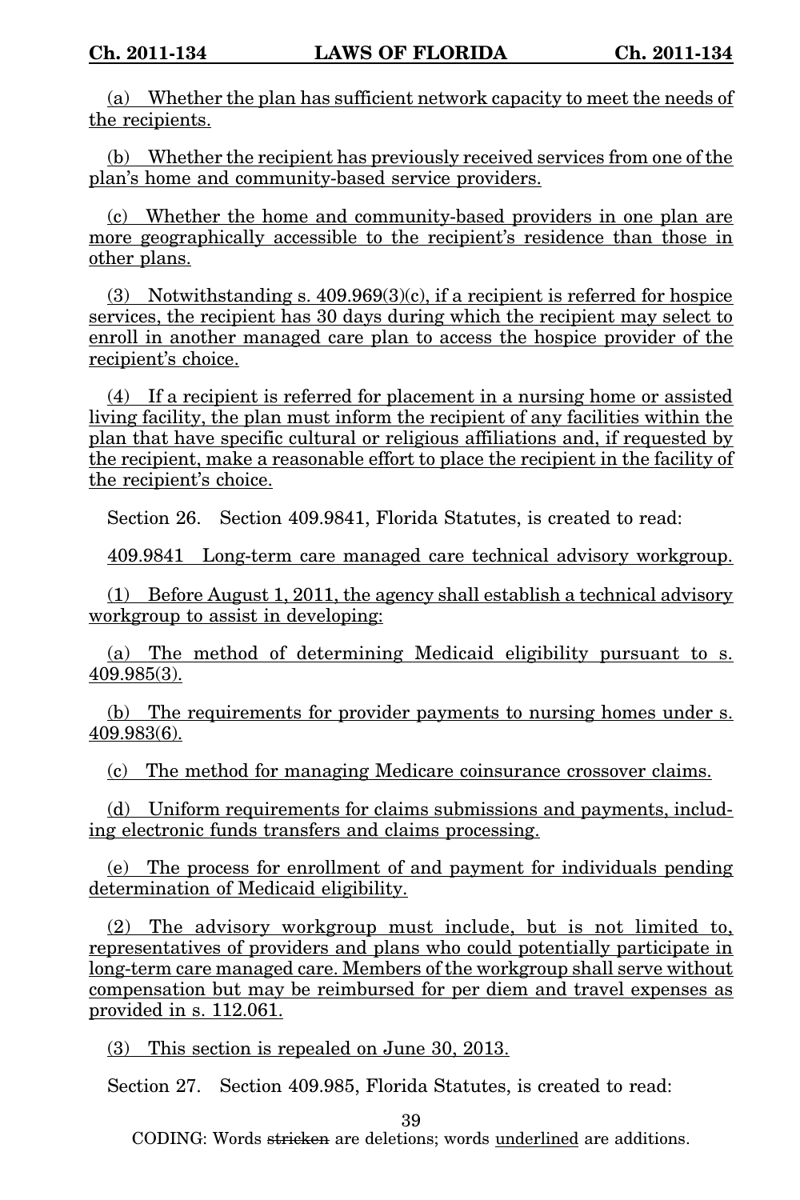(a) Whether the plan has sufficient network capacity to meet the needs of the recipients.

(b) Whether the recipient has previously received services from one of the plan's home and community-based service providers.

(c) Whether the home and community-based providers in one plan are more geographically accessible to the recipient's residence than those in other plans.

(3) Notwithstanding s. 409.969(3)(c), if a recipient is referred for hospice services, the recipient has 30 days during which the recipient may select to enroll in another managed care plan to access the hospice provider of the recipient's choice.

(4) If a recipient is referred for placement in a nursing home or assisted living facility, the plan must inform the recipient of any facilities within the plan that have specific cultural or religious affiliations and, if requested by the recipient, make a reasonable effort to place the recipient in the facility of the recipient's choice.

Section 26. Section 409.9841, Florida Statutes, is created to read:

409.9841 Long-term care managed care technical advisory workgroup.

(1) Before August 1, 2011, the agency shall establish a technical advisory workgroup to assist in developing:

(a) The method of determining Medicaid eligibility pursuant to s. 409.985(3).

(b) The requirements for provider payments to nursing homes under s. 409.983(6).

(c) The method for managing Medicare coinsurance crossover claims.

(d) Uniform requirements for claims submissions and payments, including electronic funds transfers and claims processing.

(e) The process for enrollment of and payment for individuals pending determination of Medicaid eligibility.

(2) The advisory workgroup must include, but is not limited to, representatives of providers and plans who could potentially participate in long-term care managed care. Members of the workgroup shall serve without compensation but may be reimbursed for per diem and travel expenses as provided in s. 112.061.

(3) This section is repealed on June 30, 2013.

Section 27. Section 409.985, Florida Statutes, is created to read:

CODING: Words ~~stricken~~ are deletions; words underlined are additions.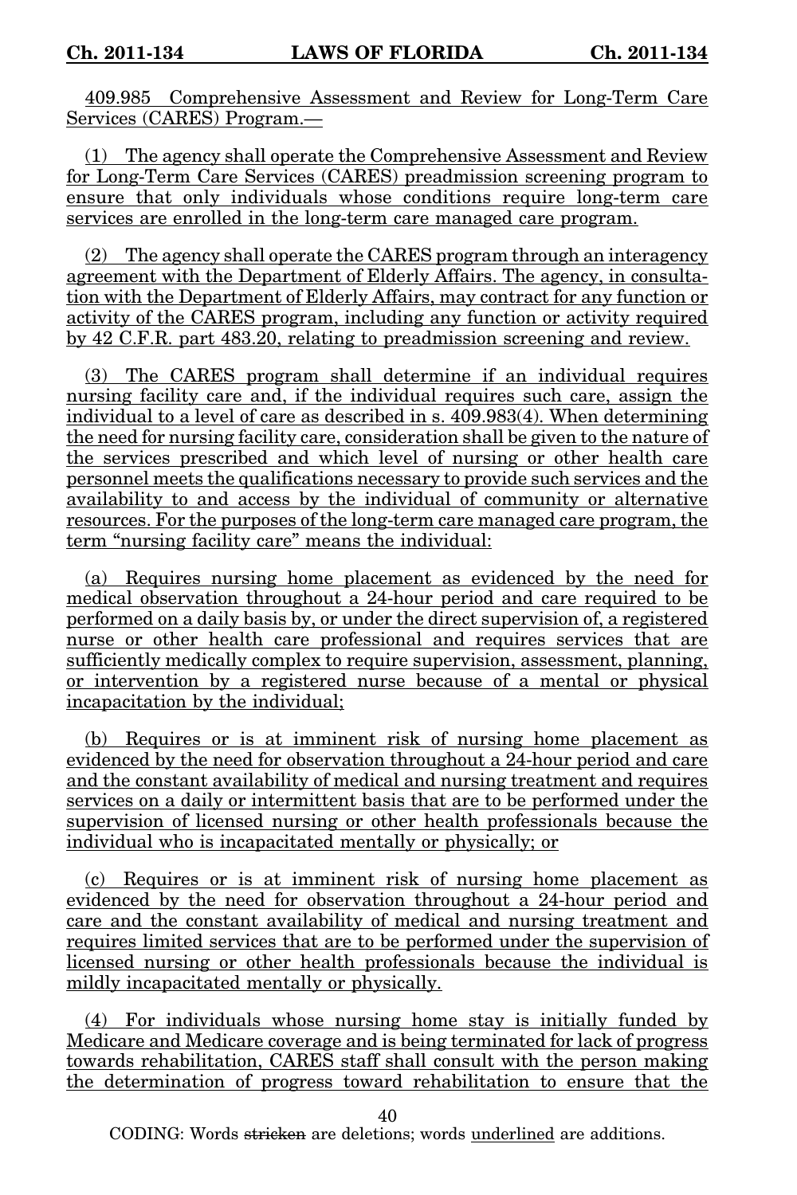409.985 Comprehensive Assessment and Review for Long-Term Care Services (CARES) Program.—

(1) The agency shall operate the Comprehensive Assessment and Review for Long-Term Care Services (CARES) preadmission screening program to ensure that only individuals whose conditions require long-term care services are enrolled in the long-term care managed care program.

(2) The agency shall operate the CARES program through an interagency agreement with the Department of Elderly Affairs. The agency, in consultation with the Department of Elderly Affairs, may contract for any function or activity of the CARES program, including any function or activity required by 42 C.F.R. part 483.20, relating to preadmission screening and review.

(3) The CARES program shall determine if an individual requires nursing facility care and, if the individual requires such care, assign the individual to a level of care as described in s. 409.983(4). When determining the need for nursing facility care, consideration shall be given to the nature of the services prescribed and which level of nursing or other health care personnel meets the qualifications necessary to provide such services and the availability to and access by the individual of community or alternative resources. For the purposes of the long-term care managed care program, the term "nursing facility care" means the individual:

(a) Requires nursing home placement as evidenced by the need for medical observation throughout a 24-hour period and care required to be performed on a daily basis by, or under the direct supervision of, a registered nurse or other health care professional and requires services that are sufficiently medically complex to require supervision, assessment, planning, or intervention by a registered nurse because of a mental or physical incapacitation by the individual;

(b) Requires or is at imminent risk of nursing home placement as evidenced by the need for observation throughout a 24-hour period and care and the constant availability of medical and nursing treatment and requires services on a daily or intermittent basis that are to be performed under the supervision of licensed nursing or other health professionals because the individual who is incapacitated mentally or physically; or

(c) Requires or is at imminent risk of nursing home placement as evidenced by the need for observation throughout a 24-hour period and care and the constant availability of medical and nursing treatment and requires limited services that are to be performed under the supervision of licensed nursing or other health professionals because the individual is mildly incapacitated mentally or physically.

(4) For individuals whose nursing home stay is initially funded by Medicare and Medicare coverage and is being terminated for lack of progress towards rehabilitation, CARES staff shall consult with the person making the determination of progress toward rehabilitation to ensure that the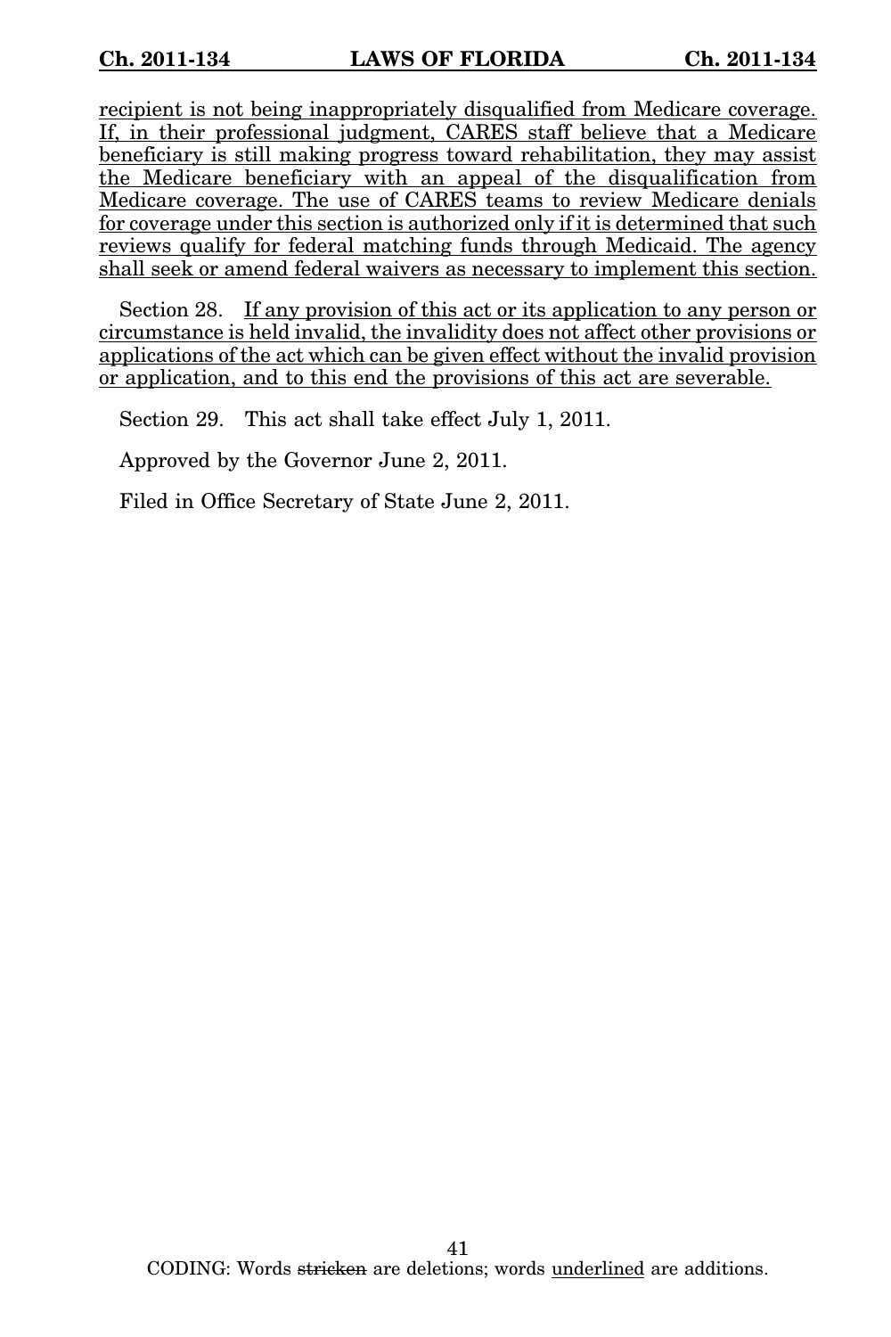recipient is not being inappropriately disqualified from Medicare coverage. If, in their professional judgment, CARES staff believe that a Medicare beneficiary is still making progress toward rehabilitation, they may assist the Medicare beneficiary with an appeal of the disqualification from Medicare coverage. The use of CARES teams to review Medicare denials for coverage under this section is authorized only if it is determined that such reviews qualify for federal matching funds through Medicaid. The agency shall seek or amend federal waivers as necessary to implement this section.

Section 28. If any provision of this act or its application to any person or circumstance is held invalid, the invalidity does not affect other provisions or applications of the act which can be given effect without the invalid provision or application, and to this end the provisions of this act are severable.

Section 29. This act shall take effect July 1, 2011.

Approved by the Governor June 2, 2011.

Filed in Office Secretary of State June 2, 2011.